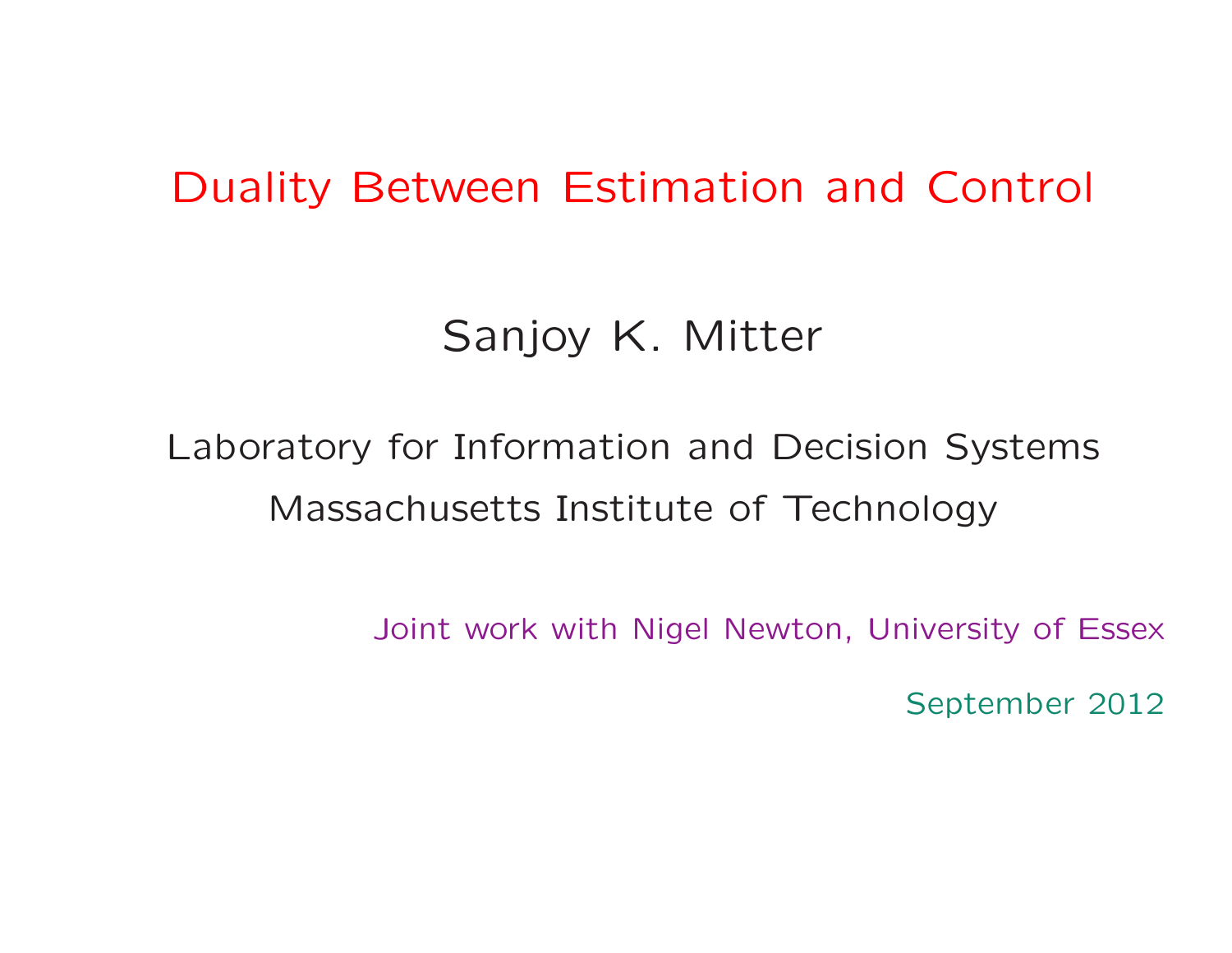# Duality Between Estimation and Control

Sanjoy K. Mitter

Laboratory for Information and Decision Systems
Massachusetts Institute of Technology

Joint work with Nigel Newton, University of Essex

September 2012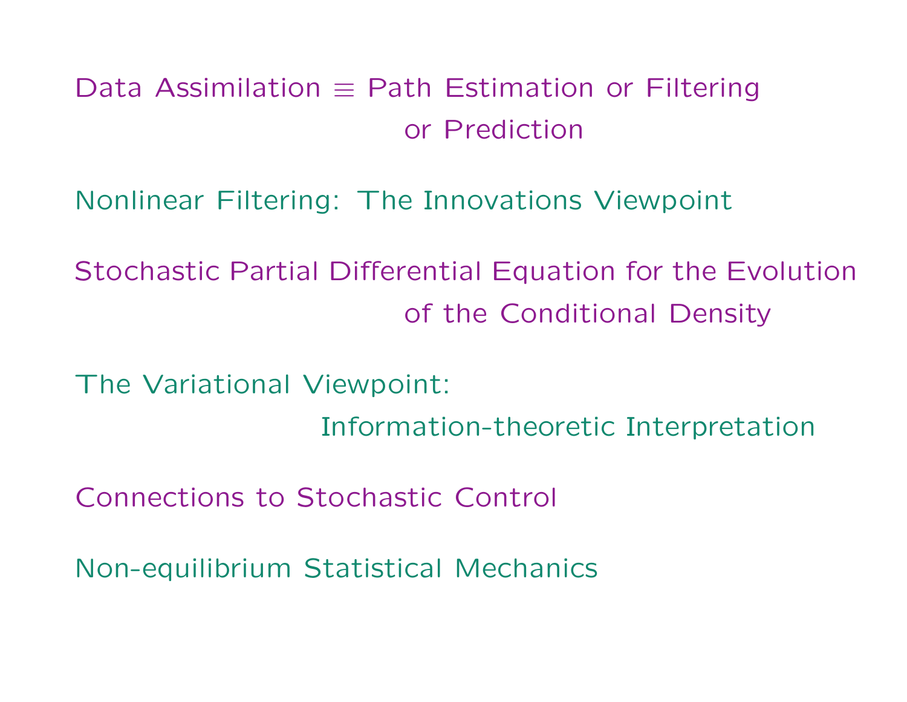Data Assimilation $\equiv$ Path Estimation or Filtering or Prediction

Nonlinear Filtering: The Innovations Viewpoint

Stochastic Partial Differential Equation for the Evolution of the Conditional Density

The Variational Viewpoint: Information-theoretic Interpretation

Connections to Stochastic Control

Non-equilibrium Statistical Mechanics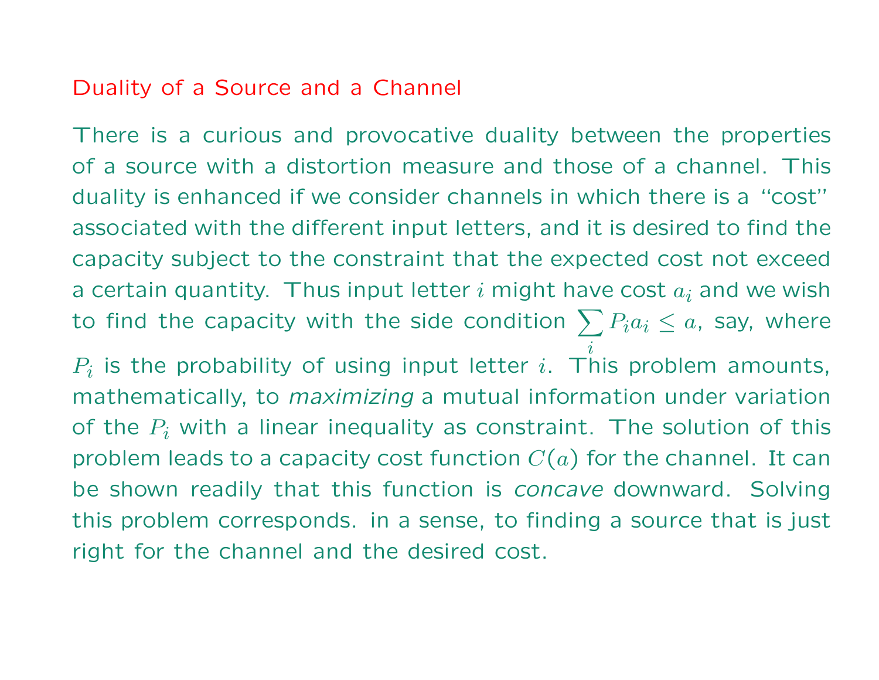## Duality of a Source and a Channel

There is a curious and provocative duality between the properties of a source with a distortion measure and those of a channel. This duality is enhanced if we consider channels in which there is a "cost" associated with the different input letters, and it is desired to find the capacity subject to the constraint that the expected cost not exceed a certain quantity. Thus input letter $i$ might have cost $a_i$ and we wish to find the capacity with the side condition $\sum_i P_i a_i \leq a$, say, where $P_i$ is the probability of using input letter $i$. This problem amounts, mathematically, to *maximizing* a mutual information under variation of the $P_i$ with a linear inequality as constraint. The solution of this problem leads to a capacity cost function $C(a)$ for the channel. It can be shown readily that this function is *concave* downward. Solving this problem corresponds. in a sense, to finding a source that is just right for the channel and the desired cost.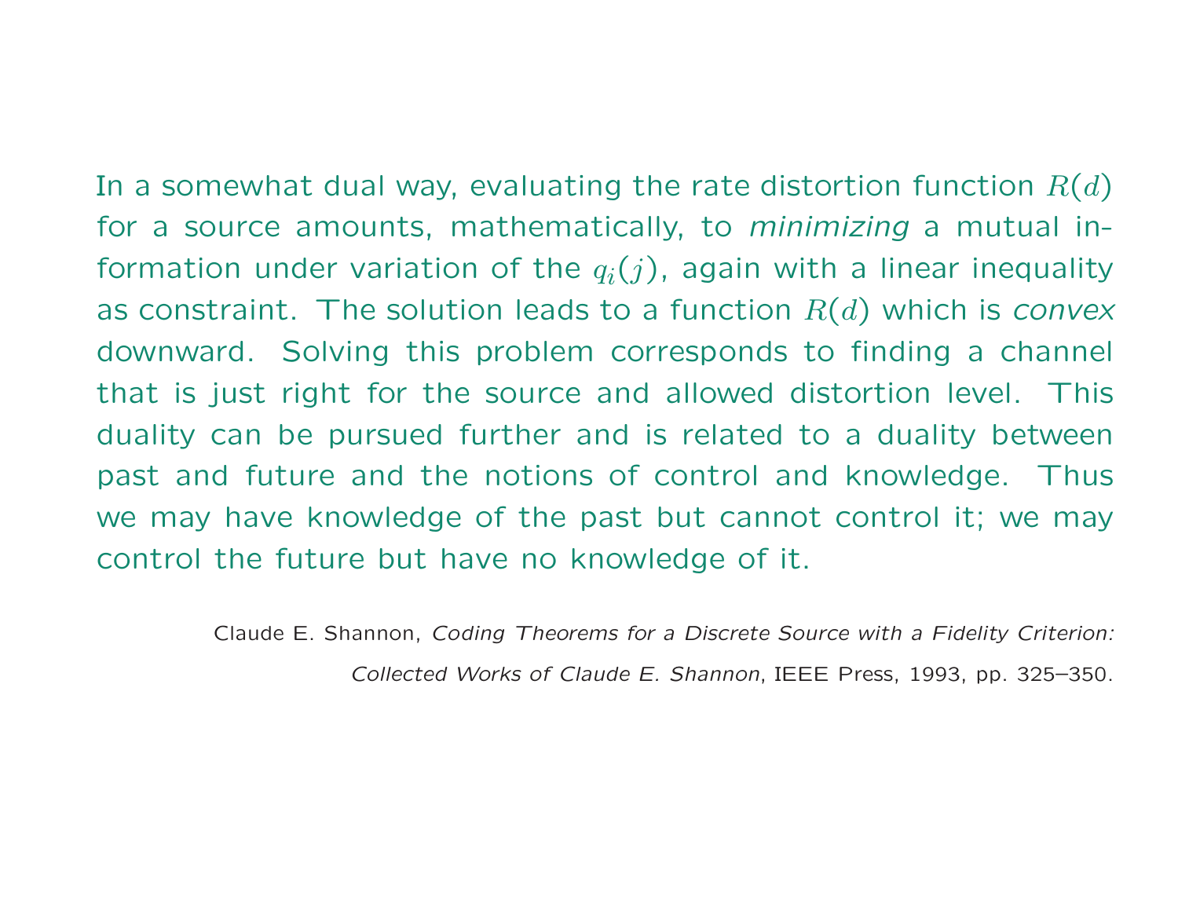In a somewhat dual way, evaluating the rate distortion function $R(d)$ for a source amounts, mathematically, to *minimizing* a mutual information under variation of the $q_i(j)$, again with a linear inequality as constraint. The solution leads to a function $R(d)$ which is *convex* downward. Solving this problem corresponds to finding a channel that is just right for the source and allowed distortion level. This duality can be pursued further and is related to a duality between past and future and the notions of control and knowledge. Thus we may have knowledge of the past but cannot control it; we may control the future but have no knowledge of it.

Claude E. Shannon, *Coding Theorems for a Discrete Source with a Fidelity Criterion: Collected Works of Claude E. Shannon*, IEEE Press, 1993, pp. 325–350.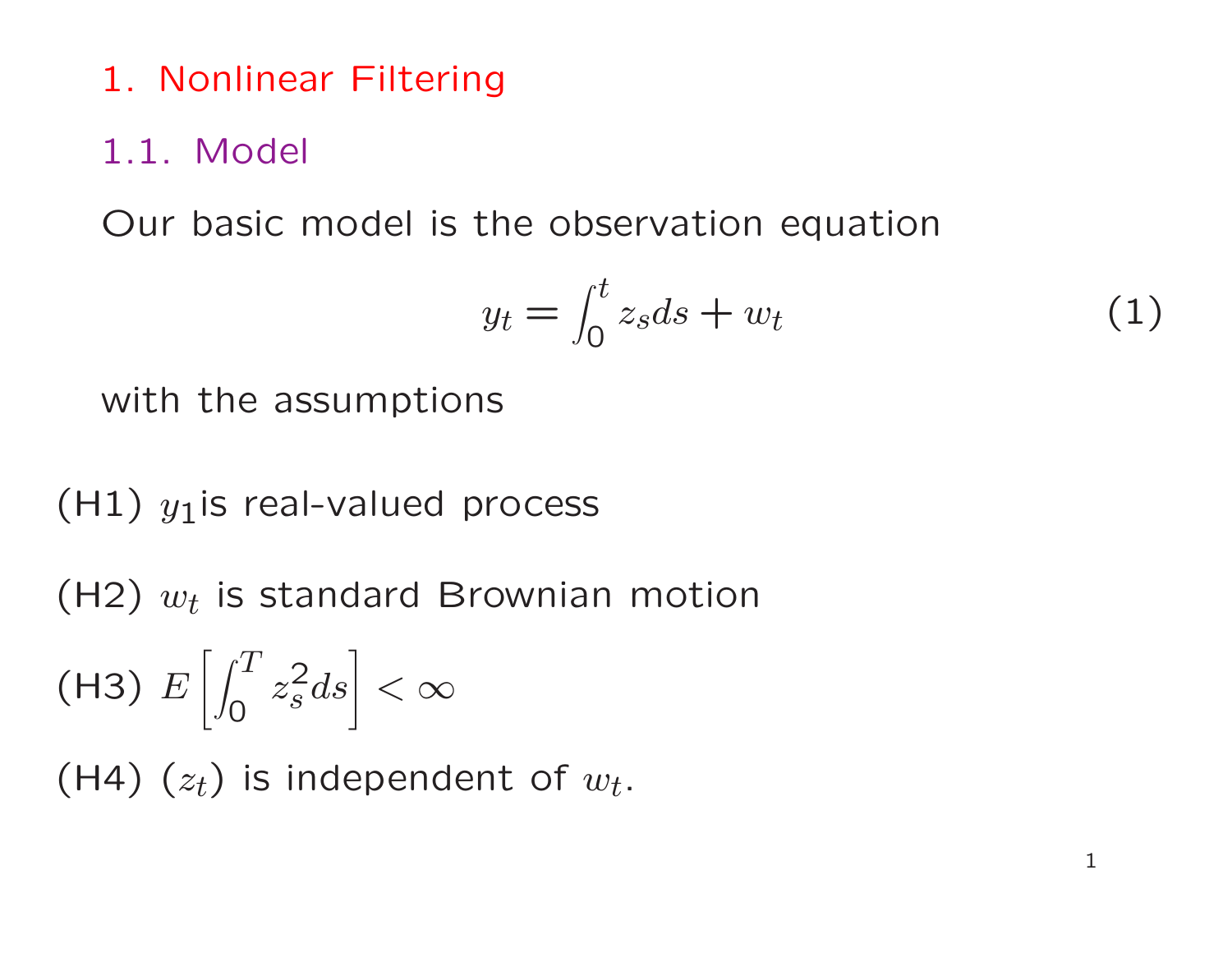# 1. Nonlinear Filtering

## 1.1. Model

Our basic model is the observation equation

$$y_t = \int_0^t z_s ds + w_t \tag{1}$$

with the assumptions

(H1) $y_1$is real-valued process

(H2) $w_t$ is standard Brownian motion

(H3) $E\left[\int_0^T z_s^2 ds\right] < \infty$

(H4) $(z_t)$ is independent of $w_t$.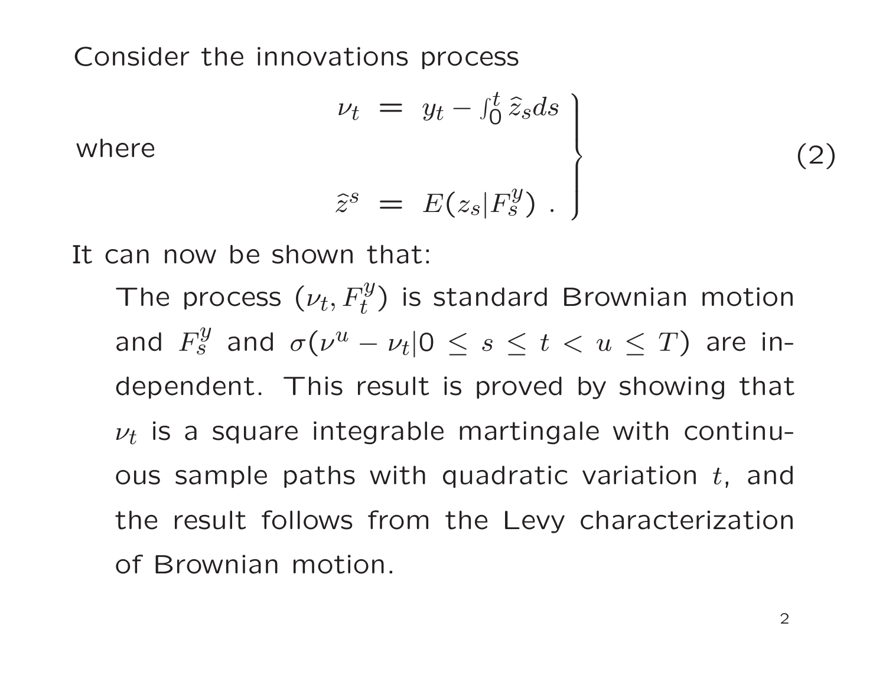Consider the innovations process

where

$$
\left.
\begin{aligned}
\nu_t &= y_t - \textstyle\int_0^t \widehat{z}_s ds \\
\\
\widehat{z}^s &= E(z_s | F_s^y) \ .
\end{aligned}
\right\}
\qquad (2)
$$

It can now be shown that:

> The process $(\nu_t, F_t^y)$ is standard Brownian motion and $F_s^y$ and $\sigma(\nu^u - \nu_t | 0 \le s \le t < u \le T)$ are independent. This result is proved by showing that $\nu_t$ is a square integrable martingale with continuous sample paths with quadratic variation $t$, and the result follows from the Levy characterization of Brownian motion.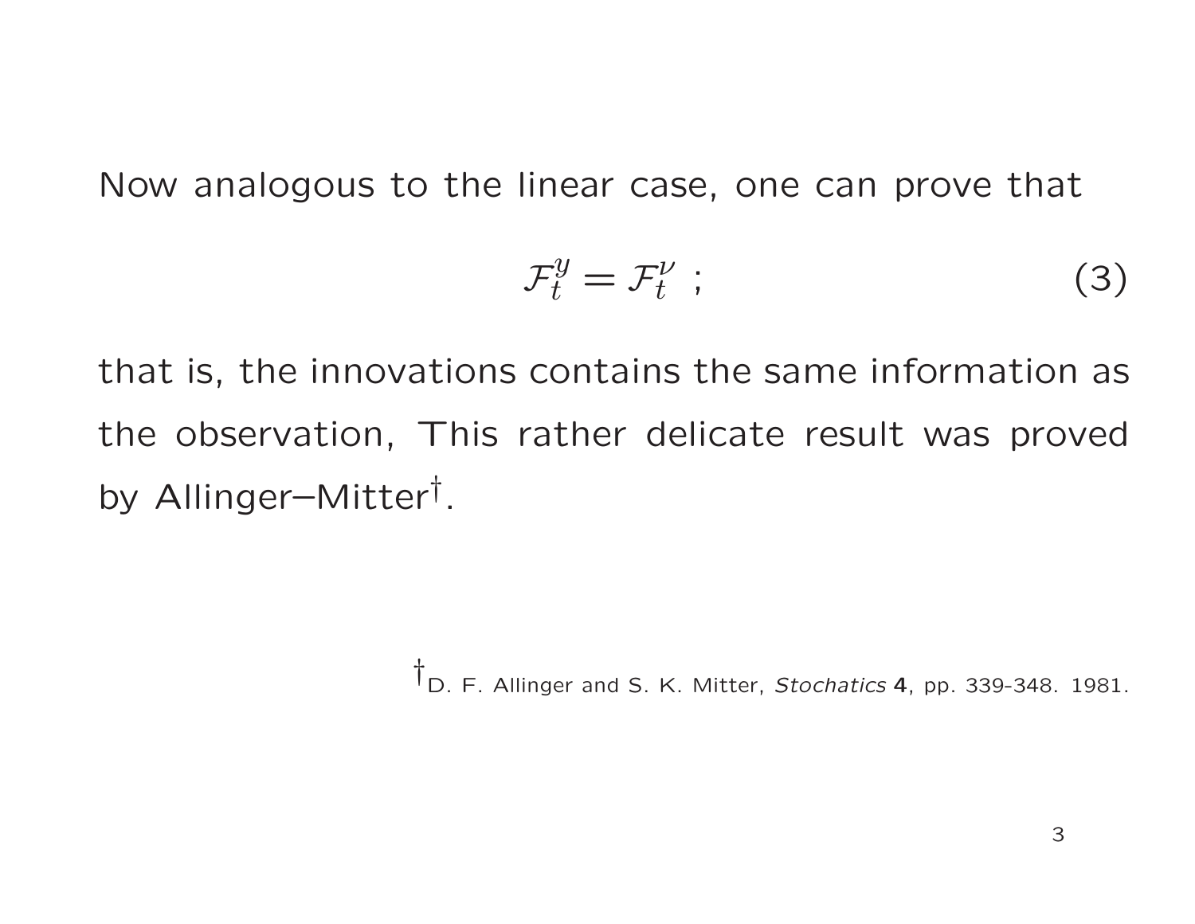Now analogous to the linear case, one can prove that

$$\mathcal{F}_t^y = \mathcal{F}_t^\nu \ ; \tag{3}$$

that is, the innovations contains the same information as the observation, This rather delicate result was proved by Allinger–Mitter[†].

[†] D. F. Allinger and S. K. Mitter, *Stochatics* **4**, pp. 339-348. 1981.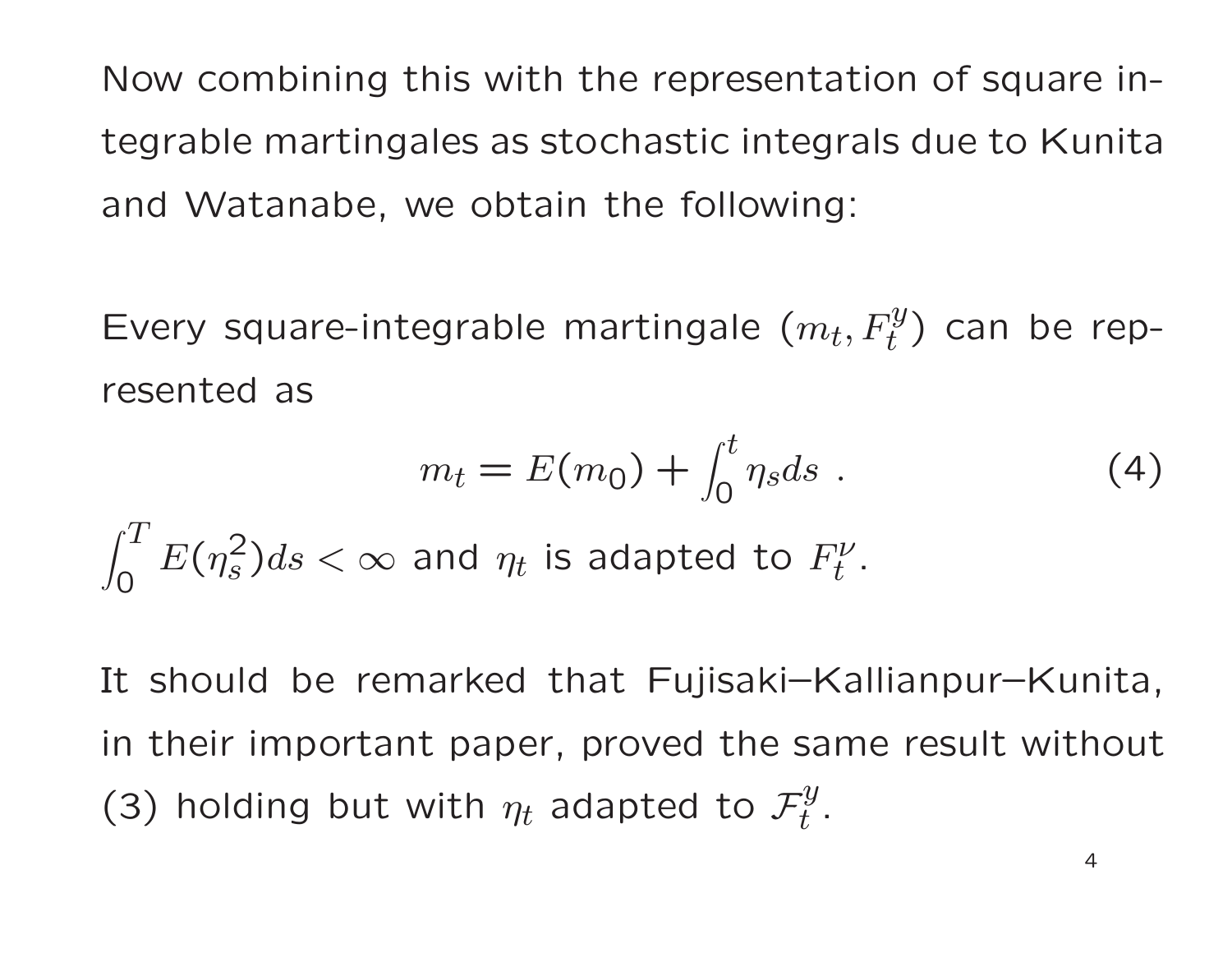Now combining this with the representation of square integrable martingales as stochastic integrals due to Kunita and Watanabe, we obtain the following:

Every square-integrable martingale $(m_t, F_t^y)$ can be represented as

$$m_t = E(m_0) + \int_0^t \eta_s ds \ . \tag{4}$$

$\int_0^T E(\eta_s^2) ds < \infty$ and $\eta_t$ is adapted to $F_t^\nu$.

It should be remarked that Fujisaki–Kallianpur–Kunita, in their important paper, proved the same result without (3) holding but with $\eta_t$ adapted to $\mathcal{F}_t^y$.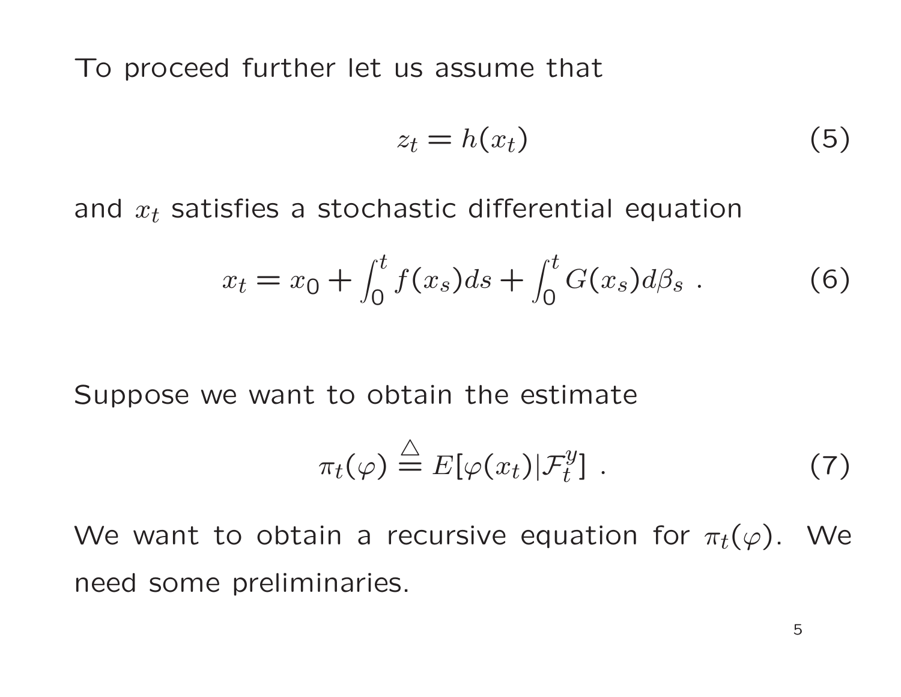To proceed further let us assume that

$$z_t = h(x_t) \tag{5}$$

and $x_t$ satisfies a stochastic differential equation

$$x_t = x_0 + \int_0^t f(x_s)ds + \int_0^t G(x_s)d\beta_s \ . \tag{6}$$

Suppose we want to obtain the estimate

$$\pi_t(\varphi) \stackrel{\triangle}{=} E[\varphi(x_t)|\mathcal{F}_t^y] \ . \tag{7}$$

We want to obtain a recursive equation for $\pi_t(\varphi)$. We need some preliminaries.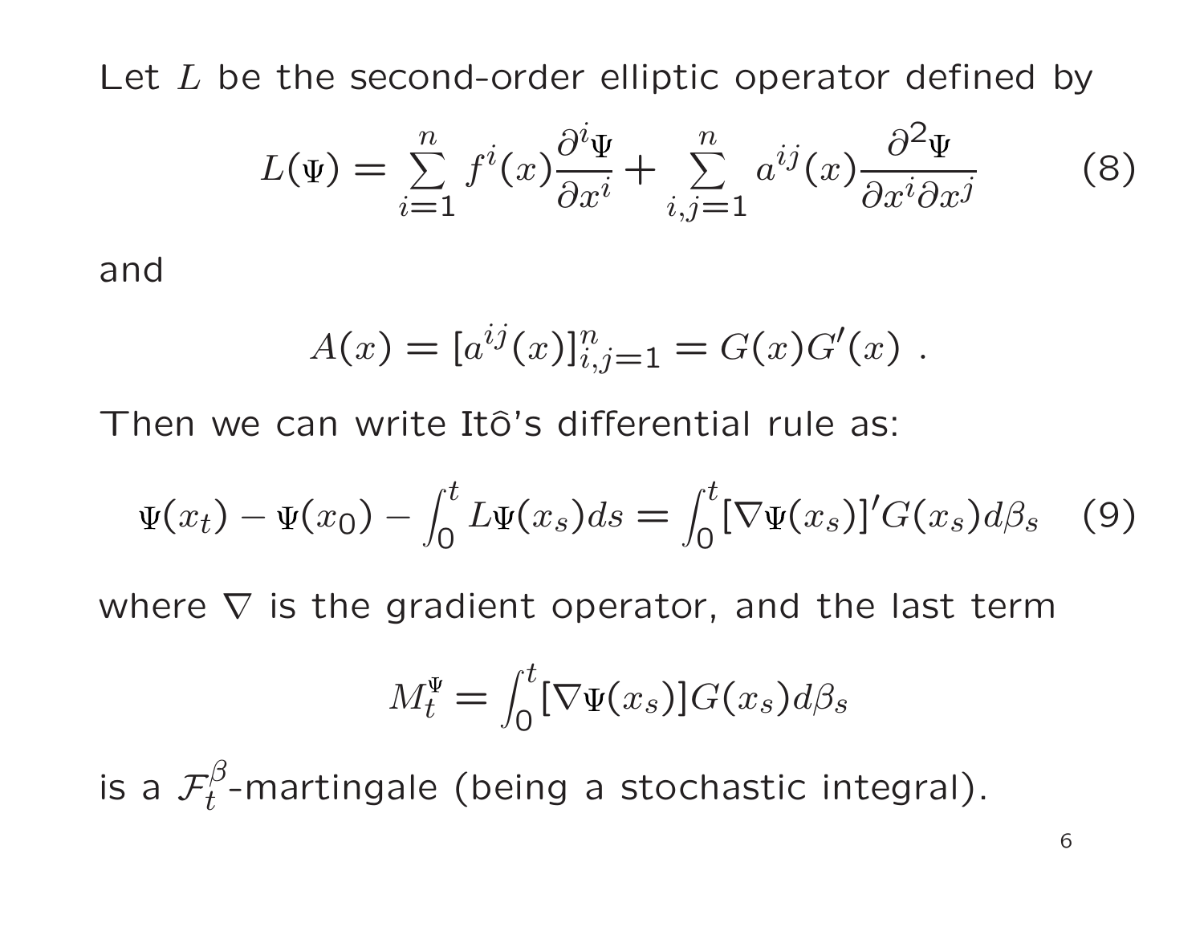Let $L$ be the second-order elliptic operator defined by

$$L(\Psi) = \sum_{i=1}^{n} f^i(x) \frac{\partial^i \Psi}{\partial x^i} + \sum_{i,j=1}^{n} a^{ij}(x) \frac{\partial^2 \Psi}{\partial x^i \partial x^j} \tag{8}$$

and

$$A(x) = [a^{ij}(x)]_{i,j=1}^{n} = G(x)G'(x) \ .$$

Then we can write Itô's differential rule as:

$$\Psi(x_t) - \Psi(x_0) - \int_0^t L\Psi(x_s)ds = \int_0^t [\nabla \Psi(x_s)]' G(x_s) d\beta_s \tag{9}$$

where $\nabla$ is the gradient operator, and the last term

$$M_t^{\Psi} = \int_0^t [\nabla \Psi(x_s)] G(x_s) d\beta_s$$

is a $\mathcal{F}_t^{\beta}$-martingale (being a stochastic integral).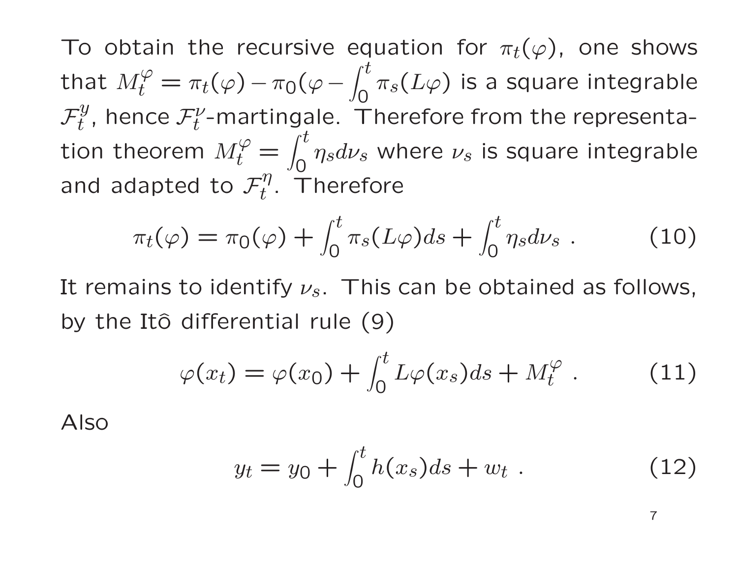To obtain the recursive equation for $\pi_t(\varphi)$, one shows that $M_t^\varphi = \pi_t(\varphi) - \pi_0(\varphi - \int_0^t \pi_s(L\varphi)$ is a square integrable $\mathcal{F}_t^y$, hence $\mathcal{F}_t^\nu$-martingale. Therefore from the representation theorem $M_t^\varphi = \int_0^t \eta_s d\nu_s$ where $\nu_s$ is square integrable and adapted to $\mathcal{F}_t^\eta$. Therefore

$$\pi_t(\varphi) = \pi_0(\varphi) + \int_0^t \pi_s(L\varphi)ds + \int_0^t \eta_s d\nu_s \ . \tag{10}$$

It remains to identify $\nu_s$. This can be obtained as follows, by the Itô differential rule (9)

$$\varphi(x_t) = \varphi(x_0) + \int_0^t L\varphi(x_s)ds + M_t^\varphi \ . \tag{11}$$

Also

$$y_t = y_0 + \int_0^t h(x_s)ds + w_t \ . \tag{12}$$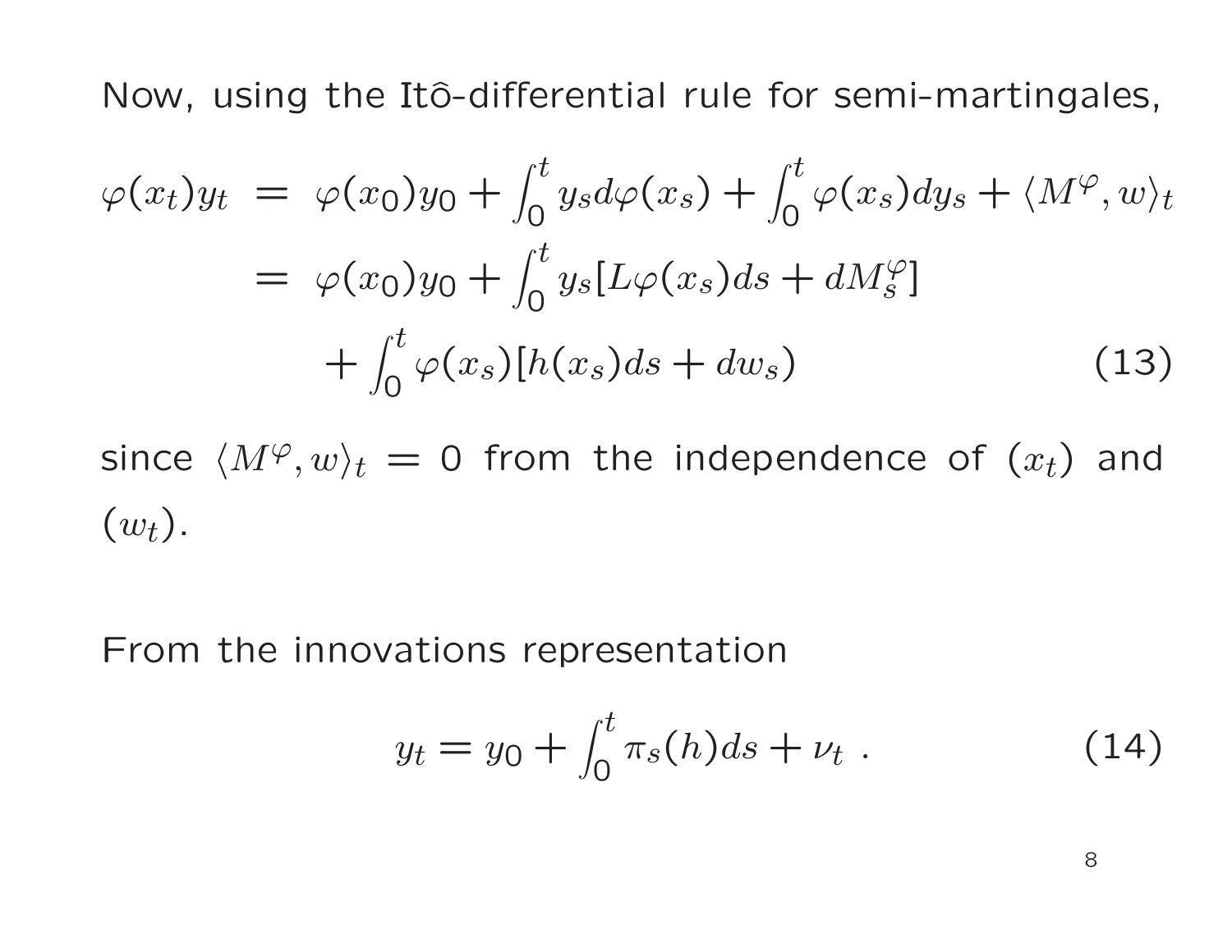Now, using the Itô-differential rule for semi-martingales,

$$
\begin{aligned}
\varphi(x_t)y_t &= \varphi(x_0)y_0 + \int_0^t y_s d\varphi(x_s) + \int_0^t \varphi(x_s)dy_s + \langle M^\varphi, w\rangle_t \\
&= \varphi(x_0)y_0 + \int_0^t y_s[L\varphi(x_s)ds + dM_s^\varphi] \\
&\quad + \int_0^t \varphi(x_s)[h(x_s)ds + dw_s) \qquad (13)
\end{aligned}
$$

since $\langle M^\varphi, w\rangle_t = 0$ from the independence of $(x_t)$ and $(w_t)$.

From the innovations representation

$$
y_t = y_0 + \int_0^t \pi_s(h)ds + \nu_t \ . \qquad (14)
$$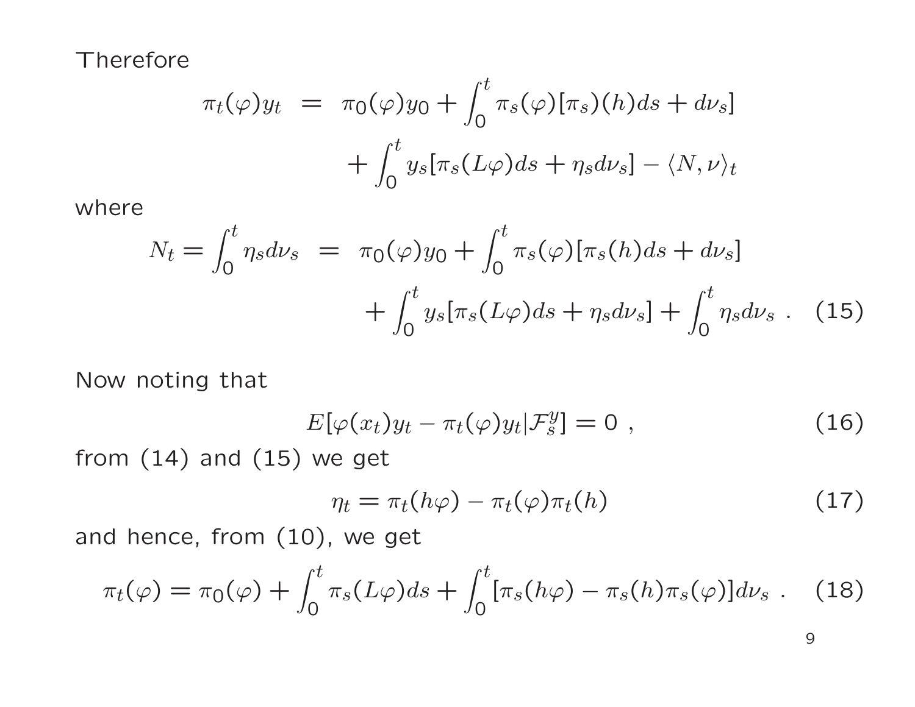Therefore

$$
\begin{aligned}
\pi_t(\varphi)y_t &= \pi_0(\varphi)y_0 + \int_0^t \pi_s(\varphi)[\pi_s)(h)ds + d\nu_s] \\
&\quad + \int_0^t y_s[\pi_s(L\varphi)ds + \eta_s d\nu_s] - \langle N, \nu \rangle_t
\end{aligned}
$$

where

$$
\begin{aligned}
N_t = \int_0^t \eta_s d\nu_s &= \pi_0(\varphi)y_0 + \int_0^t \pi_s(\varphi)[\pi_s(h)ds + d\nu_s] \\
&\quad + \int_0^t y_s[\pi_s(L\varphi)ds + \eta_s d\nu_s] + \int_0^t \eta_s d\nu_s \ . \qquad (15)
\end{aligned}
$$

Now noting that

$$
E[\varphi(x_t)y_t - \pi_t(\varphi)y_t | \mathcal{F}_s^y] = 0 \ , \qquad (16)
$$

from (14) and (15) we get

$$
\eta_t = \pi_t(h\varphi) - \pi_t(\varphi)\pi_t(h) \qquad (17)
$$

and hence, from (10), we get

$$
\pi_t(\varphi) = \pi_0(\varphi) + \int_0^t \pi_s(L\varphi)ds + \int_0^t [\pi_s(h\varphi) - \pi_s(h)\pi_s(\varphi)]d\nu_s \ . \qquad (18)
$$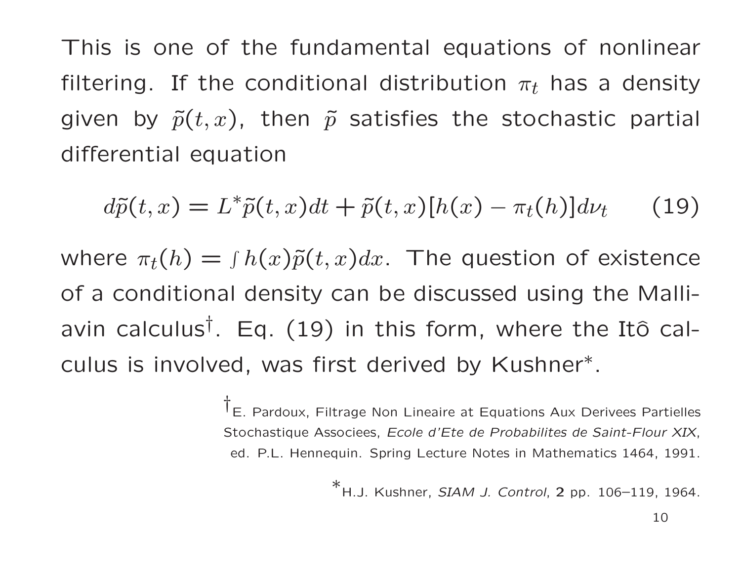This is one of the fundamental equations of nonlinear filtering. If the conditional distribution $\pi_t$ has a density given by $\tilde{p}(t, x)$, then $\tilde{p}$ satisfies the stochastic partial differential equation

$$d\tilde{p}(t, x) = L^* \tilde{p}(t, x) dt + \tilde{p}(t, x)[h(x) - \pi_t(h)] d\nu_t \qquad (19)$$

where $\pi_t(h) = \int h(x) \tilde{p}(t, x) dx$. The question of existence of a conditional density can be discussed using the Malliavin calculus[†]. Eq. (19) in this form, where the Itô calculus is involved, was first derived by Kushner[*].

[†] E. Pardoux, Filtrage Non Lineaire at Equations Aux Derivees Partielles Stochastique Associees, *Ecole d'Ete de Probabilites de Saint-Flour XIX*, ed. P.L. Hennequin. Spring Lecture Notes in Mathematics 1464, 1991.

[*] H.J. Kushner, *SIAM J. Control*, **2** pp. 106–119, 1964.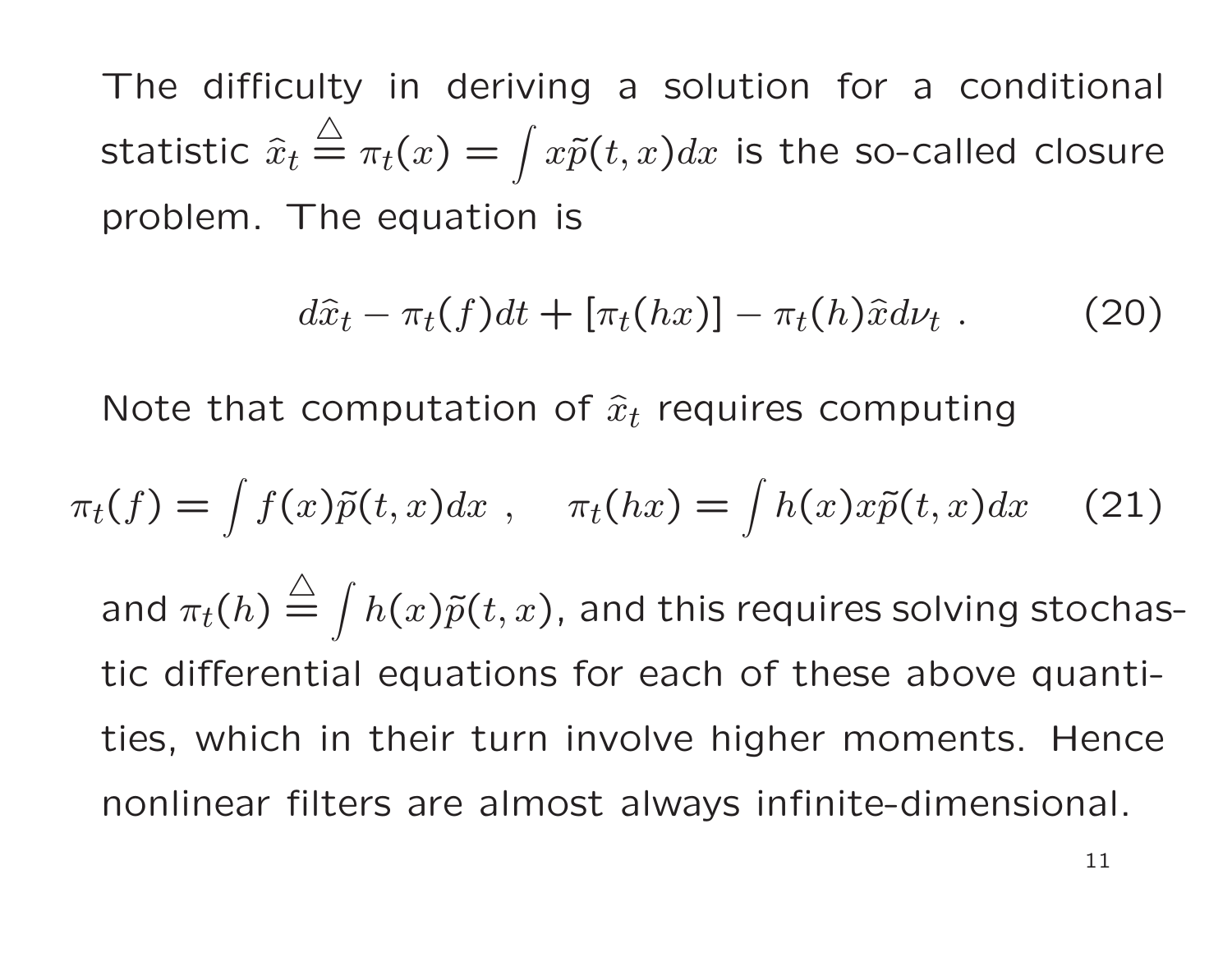The difficulty in deriving a solution for a conditional statistic $\widehat{x}_t \stackrel{\triangle}{=} \pi_t(x) = \int x\tilde{p}(t,x)dx$ is the so-called closure problem. The equation is

$$d\widehat{x}_t - \pi_t(f)dt + [\pi_t(hx)] - \pi_t(h)\widehat{x}d\nu_t \ . \tag{20}$$

Note that computation of $\widehat{x}_t$ requires computing

$$\pi_t(f) = \int f(x)\tilde{p}(t,x)dx \ , \quad \pi_t(hx) = \int h(x)x\tilde{p}(t,x)dx \tag{21}$$

and $\pi_t(h) \stackrel{\triangle}{=} \int h(x)\tilde{p}(t,x)$, and this requires solving stochastic differential equations for each of these above quantities, which in their turn involve higher moments. Hence nonlinear filters are almost always infinite-dimensional.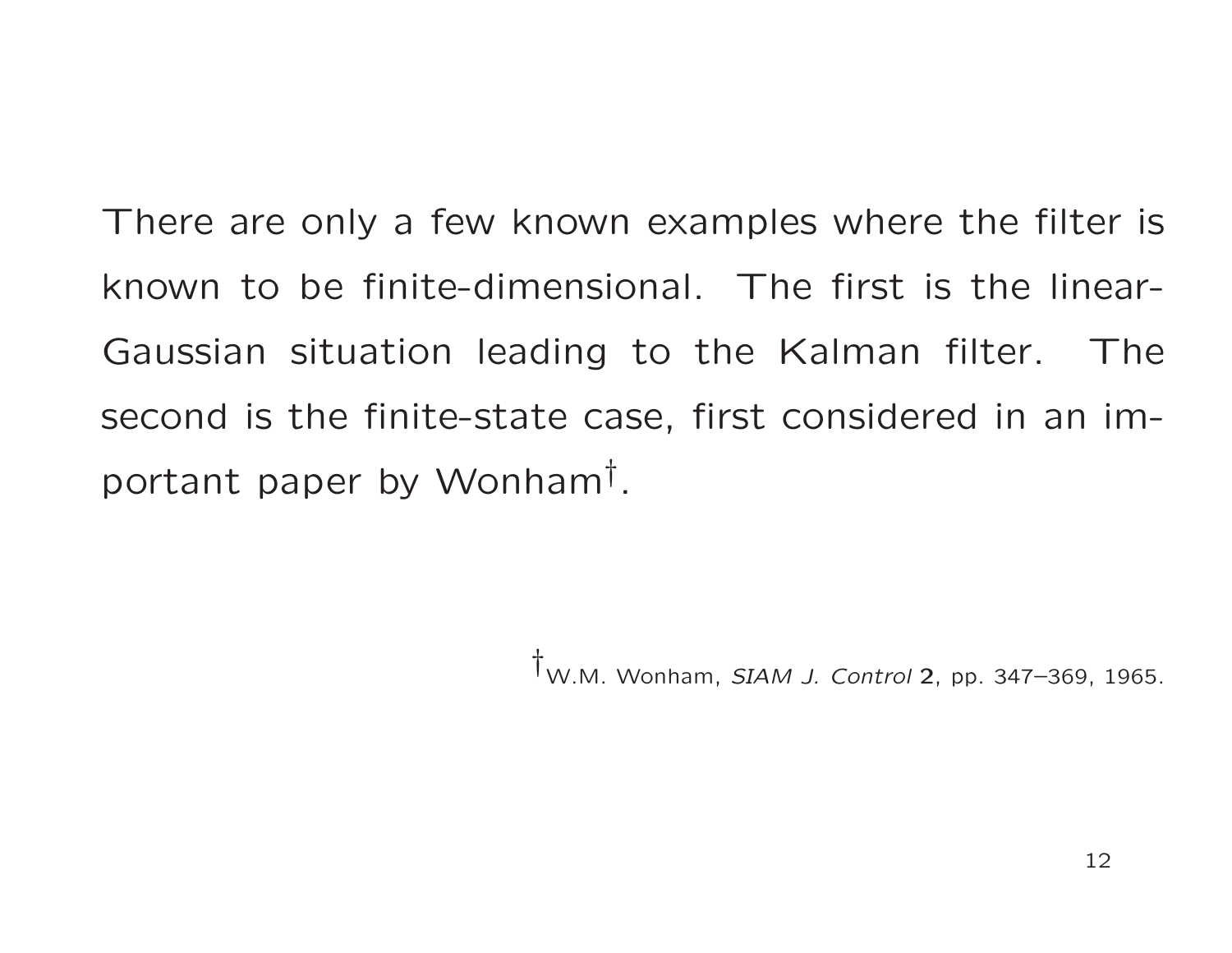There are only a few known examples where the filter is known to be finite-dimensional. The first is the linear-Gaussian situation leading to the Kalman filter. The second is the finite-state case, first considered in an important paper by Wonham[†].

[†] W.M. Wonham, *SIAM J. Control* **2**, pp. 347–369, 1965.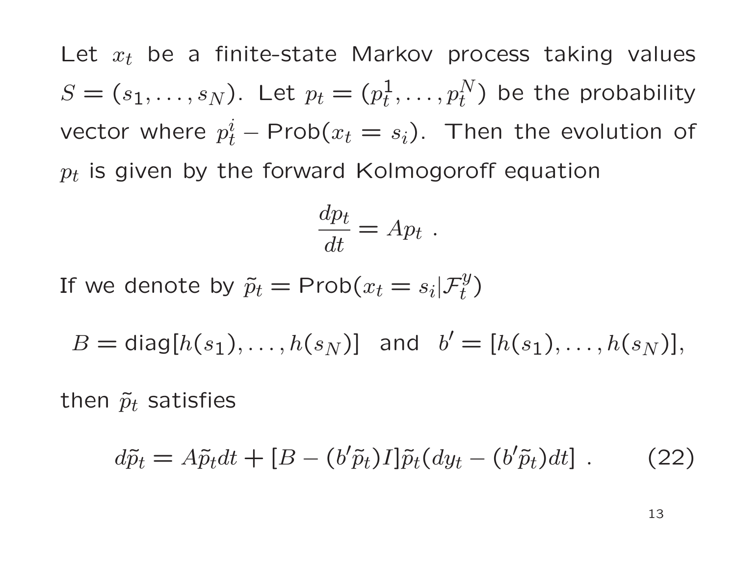Let $x_t$ be a finite-state Markov process taking values $S = (s_1, \ldots, s_N)$. Let $p_t = (p_t^1, \ldots, p_t^N)$ be the probability vector where $p_t^i -$ Prob$(x_t = s_i)$. Then the evolution of $p_t$ is given by the forward Kolmogoroff equation

$$\frac{dp_t}{dt} = Ap_t \ .$$

If we denote by $\tilde{p}_t = \text{Prob}(x_t = s_i | \mathcal{F}_t^y)$

$$B = \text{diag}[h(s_1), \ldots, h(s_N)] \quad \text{and} \quad b' = [h(s_1), \ldots, h(s_N)],$$

then $\tilde{p}_t$ satisfies

$$d\tilde{p}_t = A\tilde{p}_t dt + [B - (b'\tilde{p}_t)I]\tilde{p}_t(dy_t - (b'\tilde{p}_t)dt] \ . \tag{22}$$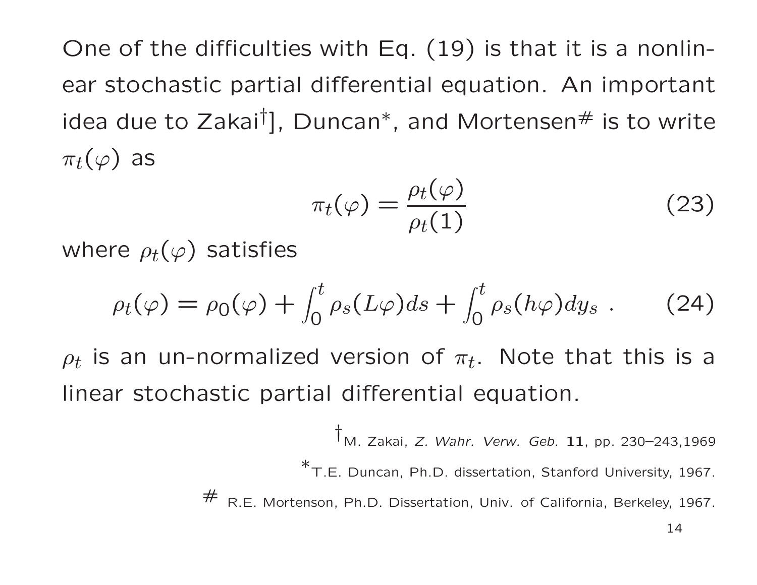One of the difficulties with Eq. (19) is that it is a nonlinear stochastic partial differential equation. An important idea due to Zakai[†]], Duncan[*], and Mortensen[#] is to write $\pi_t(\varphi)$ as

$$\pi_t(\varphi) = \frac{\rho_t(\varphi)}{\rho_t(1)} \tag{23}$$

where $\rho_t(\varphi)$ satisfies

$$\rho_t(\varphi) = \rho_0(\varphi) + \int_0^t \rho_s(L\varphi)ds + \int_0^t \rho_s(h\varphi)dy_s \ . \tag{24}$$

$\rho_t$ is an un-normalized version of $\pi_t$. Note that this is a linear stochastic partial differential equation.

[†] M. Zakai, *Z. Wahr. Verw. Geb.* **11**, pp. 230–243,1969

[*] T.E. Duncan, Ph.D. dissertation, Stanford University, 1967.

[#] R.E. Mortenson, Ph.D. Dissertation, Univ. of California, Berkeley, 1967.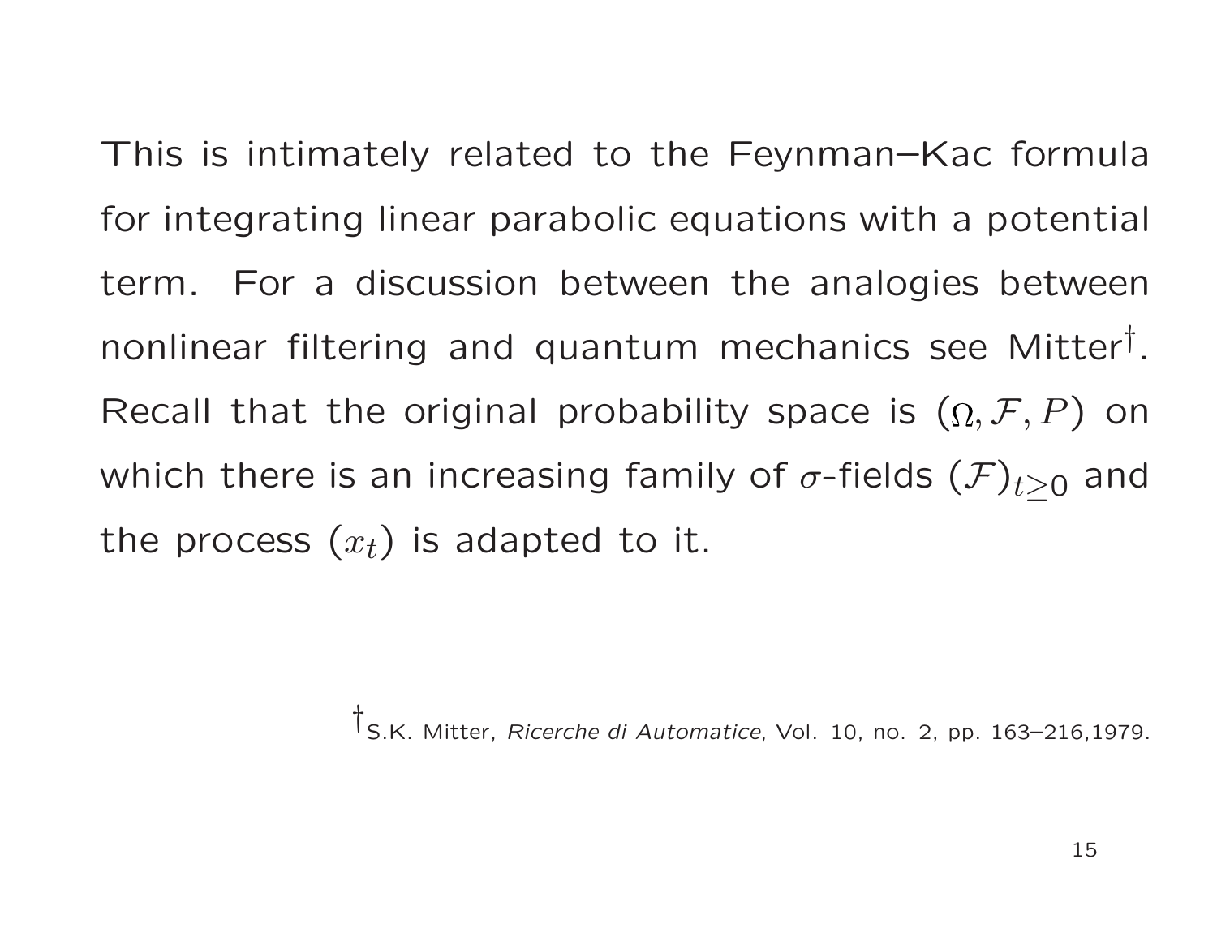This is intimately related to the Feynman–Kac formula for integrating linear parabolic equations with a potential term. For a discussion between the analogies between nonlinear filtering and quantum mechanics see Mitter[†]. Recall that the original probability space is $(\Omega, \mathcal{F}, P)$ on which there is an increasing family of $\sigma$-fields $(\mathcal{F})_{t \geq 0}$ and the process $(x_t)$ is adapted to it.

[†] S.K. Mitter, *Ricerche di Automatice*, Vol. 10, no. 2, pp. 163–216,1979.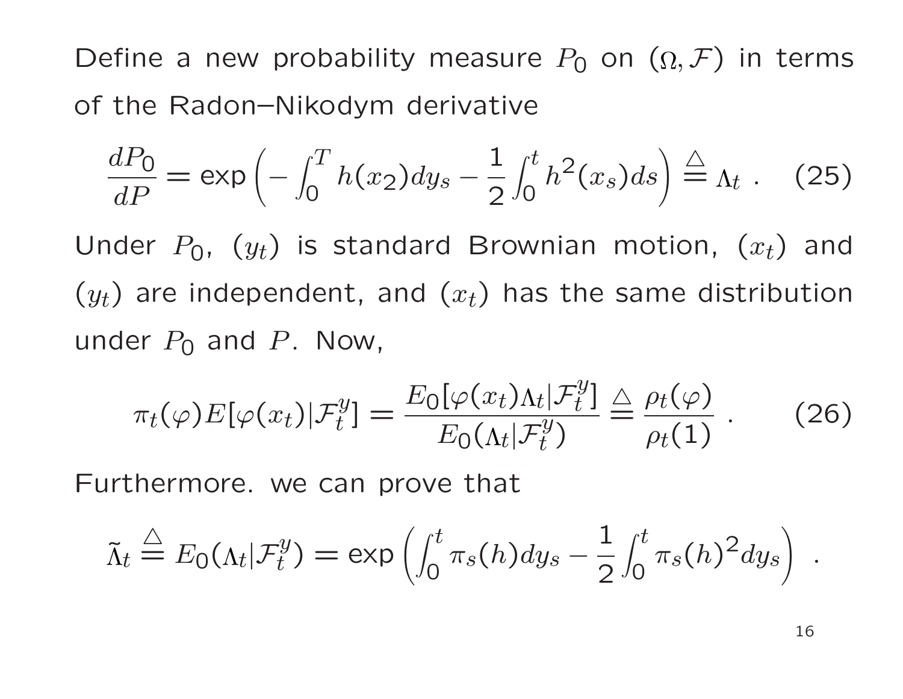Define a new probability measure $P_0$ on $(\Omega, \mathcal{F})$ in terms of the Radon–Nikodym derivative

$$\frac{dP_0}{dP} = \exp\left( -\int_0^T h(x_2) dy_s - \frac{1}{2}\int_0^t h^2(x_s) ds \right) \stackrel{\triangle}{=} \Lambda_t \ . \quad (25)$$

Under $P_0$, $(y_t)$ is standard Brownian motion, $(x_t)$ and $(y_t)$ are independent, and $(x_t)$ has the same distribution under $P_0$ and $P$. Now,

$$\pi_t(\varphi) E[\varphi(x_t)|\mathcal{F}_t^y] = \frac{E_0[\varphi(x_t)\Lambda_t|\mathcal{F}_t^y]}{E_0(\Lambda_t|\mathcal{F}_t^y)} \stackrel{\triangle}{=} \frac{\rho_t(\varphi)}{\rho_t(1)} \ . \quad (26)$$

Furthermore. we can prove that

$$\tilde{\Lambda}_t \stackrel{\triangle}{=} E_0(\Lambda_t|\mathcal{F}_t^y) = \exp\left( \int_0^t \pi_s(h) dy_s - \frac{1}{2}\int_0^t \pi_s(h)^2 dy_s \right) \ .$$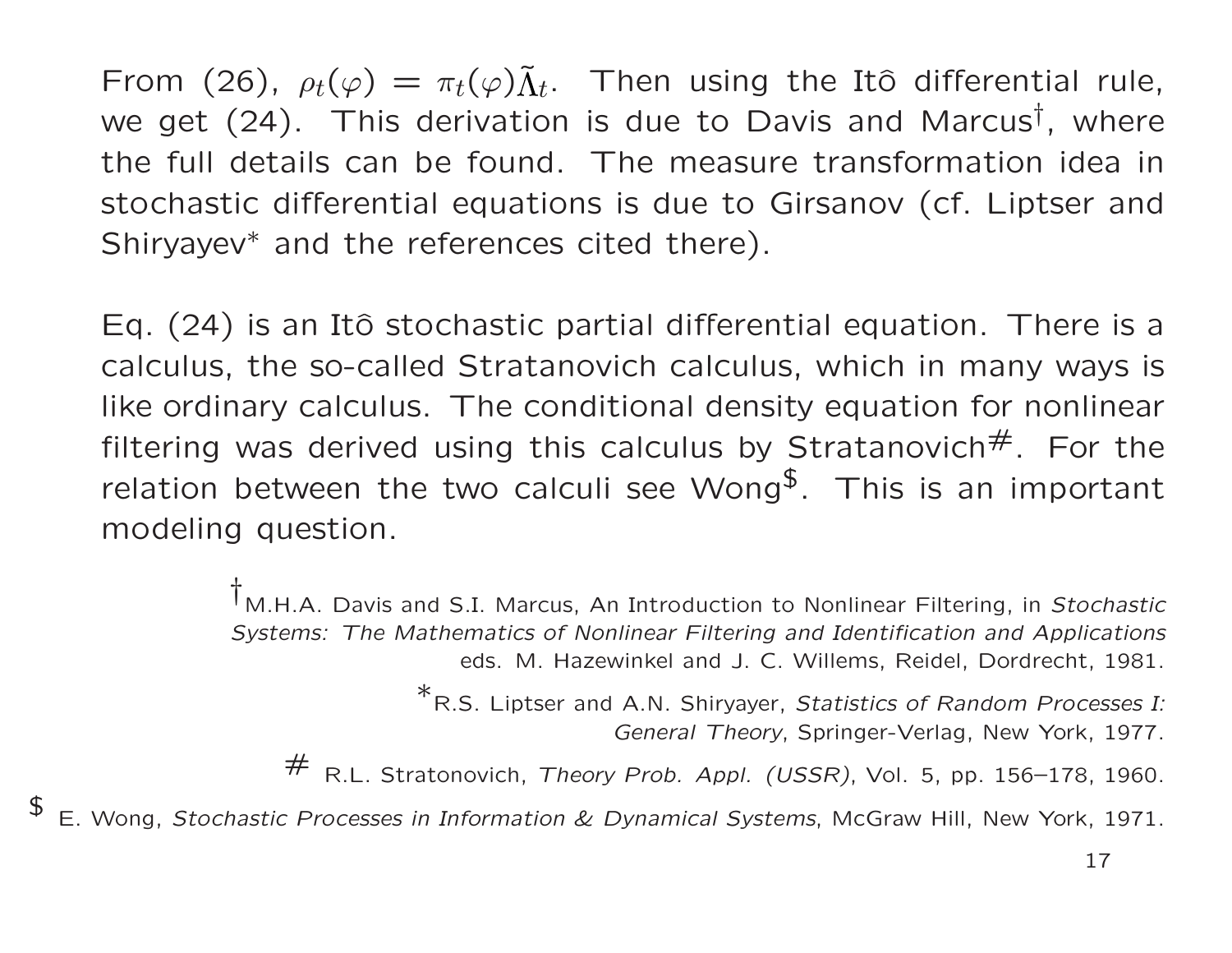From (26), $\rho_t(\varphi) = \pi_t(\varphi)\tilde{\Lambda}_t$. Then using the Itô differential rule, we get (24). This derivation is due to Davis and Marcus[†], where the full details can be found. The measure transformation idea in stochastic differential equations is due to Girsanov (cf. Liptser and Shiryayev[*] and the references cited there).

Eq. (24) is an Itô stochastic partial differential equation. There is a calculus, the so-called Stratanovich calculus, which in many ways is like ordinary calculus. The conditional density equation for nonlinear filtering was derived using this calculus by Stratanovich[#]. For the relation between the two calculi see Wong[$]. This is an important modeling question.

[†] M.H.A. Davis and S.I. Marcus, An Introduction to Nonlinear Filtering, in *Stochastic Systems: The Mathematics of Nonlinear Filtering and Identification and Applications* eds. M. Hazewinkel and J. C. Willems, Reidel, Dordrecht, 1981.

[*] R.S. Liptser and A.N. Shiryayer, *Statistics of Random Processes I: General Theory*, Springer-Verlag, New York, 1977.

[#] R.L. Stratonovich, *Theory Prob. Appl. (USSR)*, Vol. 5, pp. 156–178, 1960.

[$] E. Wong, *Stochastic Processes in Information & Dynamical Systems*, McGraw Hill, New York, 1971.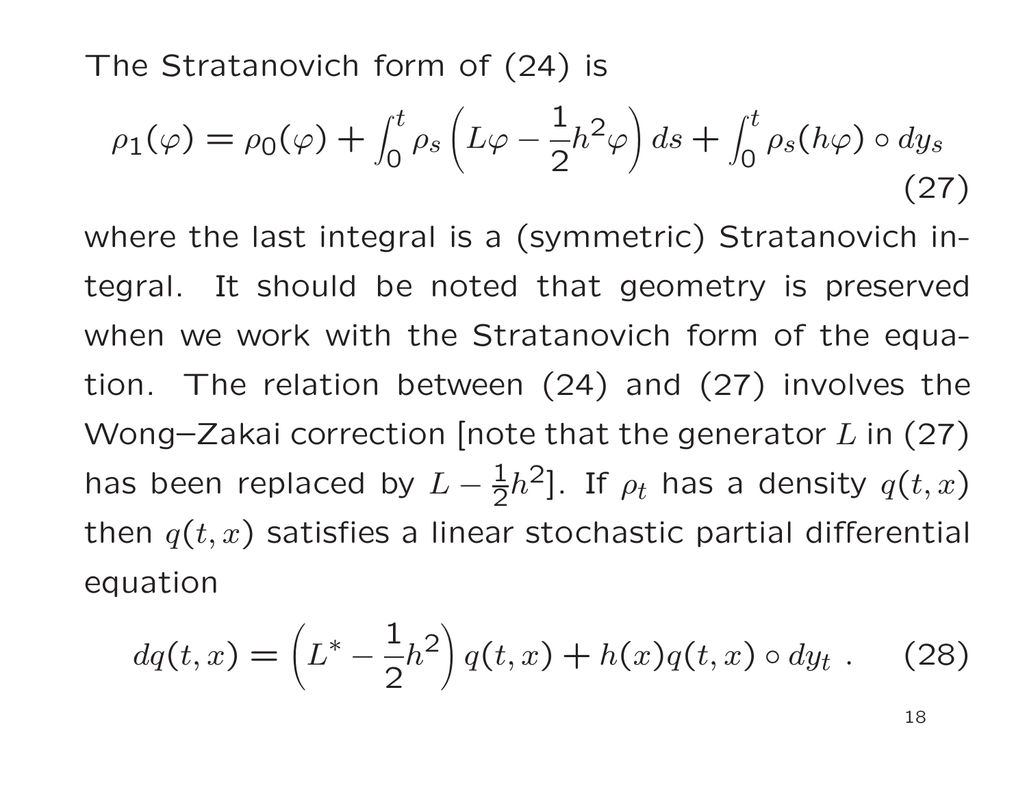The Stratanovich form of (24) is

$$\rho_1(\varphi) = \rho_0(\varphi) + \int_0^t \rho_s \left( L\varphi - \frac{1}{2} h^2 \varphi \right) ds + \int_0^t \rho_s (h\varphi) \circ dy_s \tag{27}$$

where the last integral is a (symmetric) Stratanovich integral. It should be noted that geometry is preserved when we work with the Stratanovich form of the equation. The relation between (24) and (27) involves the Wong–Zakai correction [note that the generator $L$ in (27) has been replaced by $L - \frac{1}{2}h^2$]. If $\rho_t$ has a density $q(t,x)$ then $q(t,x)$ satisfies a linear stochastic partial differential equation

$$dq(t,x) = \left( L^* - \frac{1}{2} h^2 \right) q(t,x) + h(x) q(t,x) \circ dy_t \ . \tag{28}$$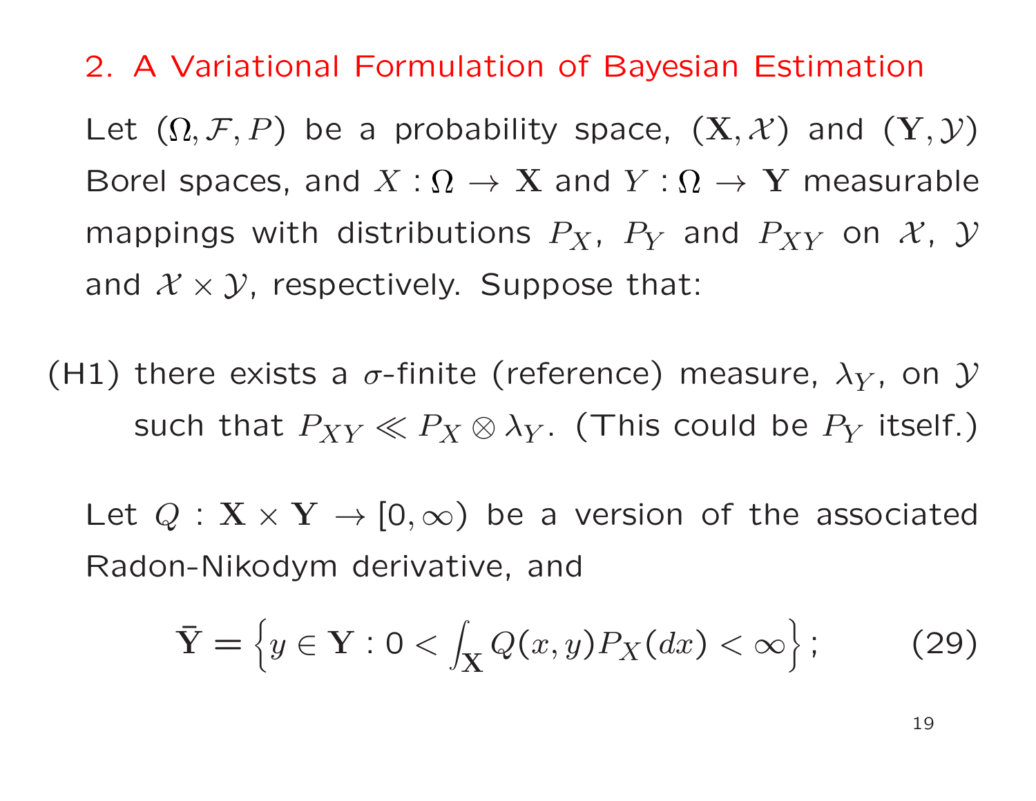## 2. A Variational Formulation of Bayesian Estimation

Let $(\Omega, \mathcal{F}, P)$ be a probability space, $(\mathbf{X}, \mathcal{X})$ and $(\mathbf{Y}, \mathcal{Y})$ Borel spaces, and $X : \Omega \to \mathbf{X}$ and $Y : \Omega \to \mathbf{Y}$ measurable mappings with distributions $P_X$, $P_Y$ and $P_{XY}$ on $\mathcal{X}$, $\mathcal{Y}$ and $\mathcal{X} \times \mathcal{Y}$, respectively. Suppose that:

(H1) there exists a $\sigma$-finite (reference) measure, $\lambda_Y$, on $\mathcal{Y}$ such that $P_{XY} \ll P_X \otimes \lambda_Y$. (This could be $P_Y$ itself.)

Let $Q : \mathbf{X} \times \mathbf{Y} \to [0, \infty)$ be a version of the associated Radon-Nikodym derivative, and

$$\bar{\mathbf{Y}} = \left\{ y \in \mathbf{Y} : 0 < \int_{\mathbf{X}} Q(x, y) P_X(dx) < \infty \right\}; \qquad (29)$$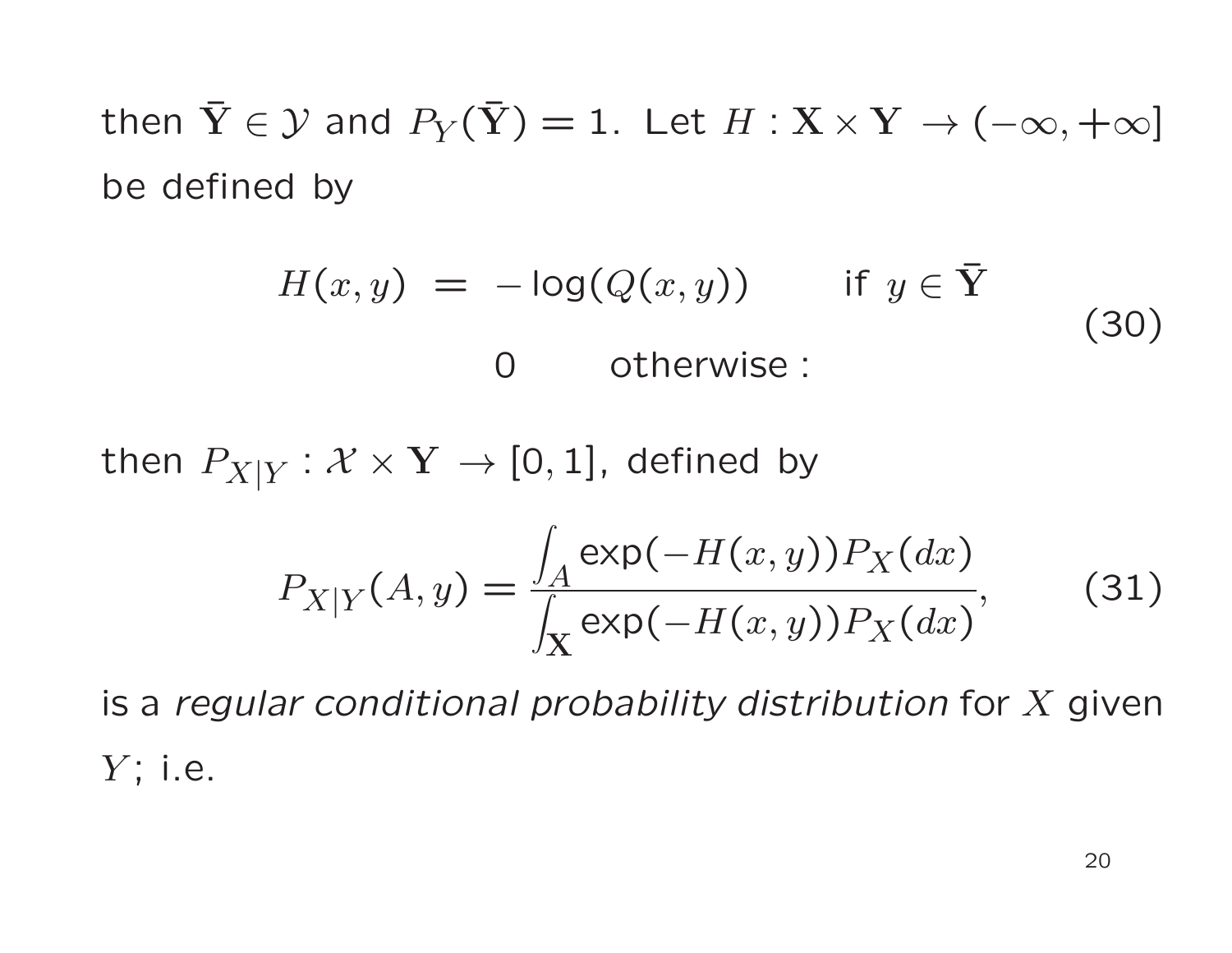then $\bar{\mathbf{Y}} \in \mathcal{Y}$ and $P_Y(\bar{\mathbf{Y}}) = 1$. Let $H : \mathbf{X} \times \mathbf{Y} \to (-\infty, +\infty]$ be defined by

$$
\begin{aligned}
H(x, y) \;=\; & -\log(Q(x, y)) \qquad \text{if } y \in \bar{\mathbf{Y}} \\
& 0 \qquad \text{otherwise :}
\end{aligned}
\tag{30}
$$

then $P_{X|Y} : \mathcal{X} \times \mathbf{Y} \to [0, 1]$, defined by

$$
P_{X|Y}(A, y) = \frac{\int_A \exp(-H(x, y)) P_X(dx)}{\int_{\mathbf{X}} \exp(-H(x, y)) P_X(dx)},
\tag{31}
$$

is a *regular conditional probability distribution* for $X$ given $Y$; i.e.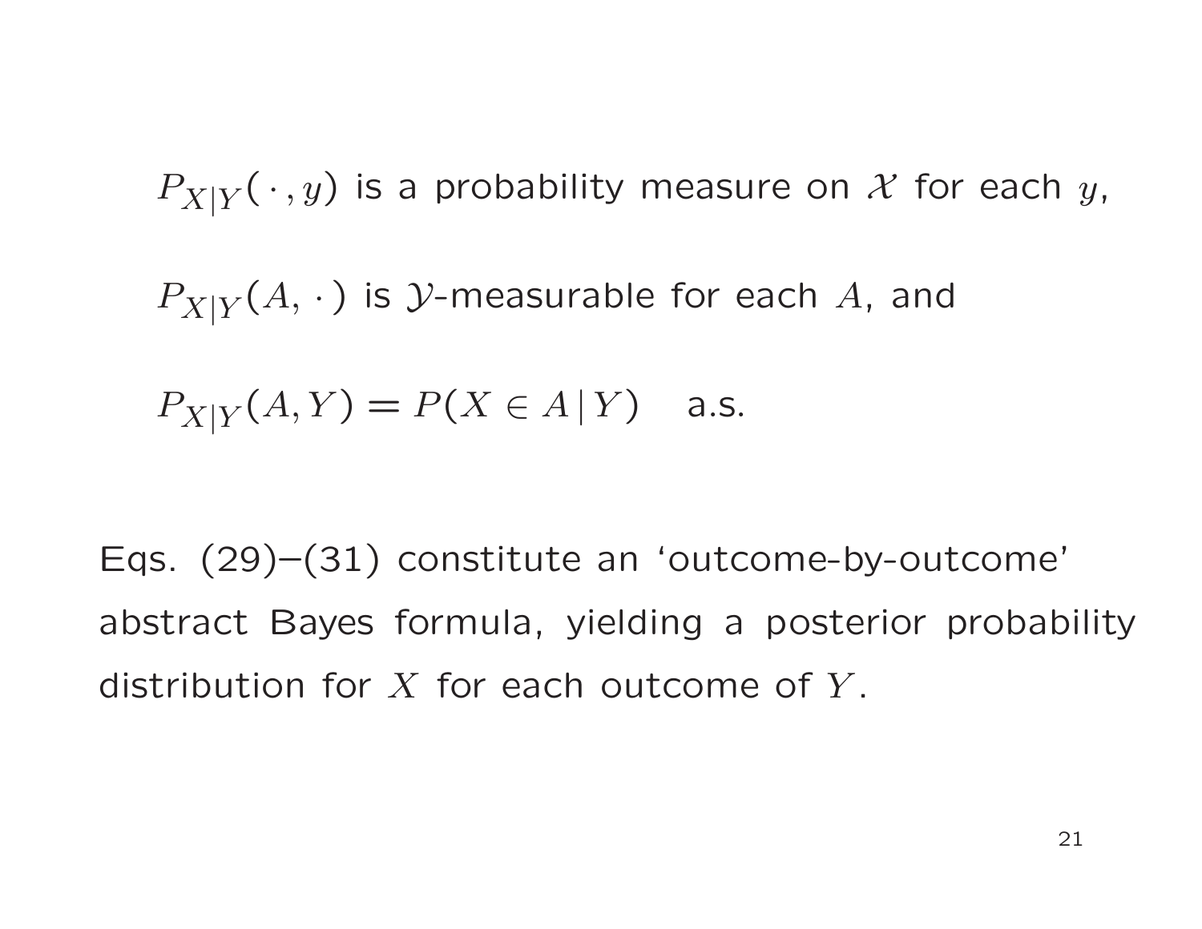$P_{X|Y}(\,\cdot\,, y)$ is a probability measure on $\mathcal{X}$ for each $y$,

$P_{X|Y}(A, \cdot\,)$ is $\mathcal{Y}$-measurable for each $A$, and

$P_{X|Y}(A, Y) = P(X \in A \,|\, Y) \quad$ a.s.

Eqs. (29)–(31) constitute an 'outcome-by-outcome' abstract Bayes formula, yielding a posterior probability distribution for $X$ for each outcome of $Y$.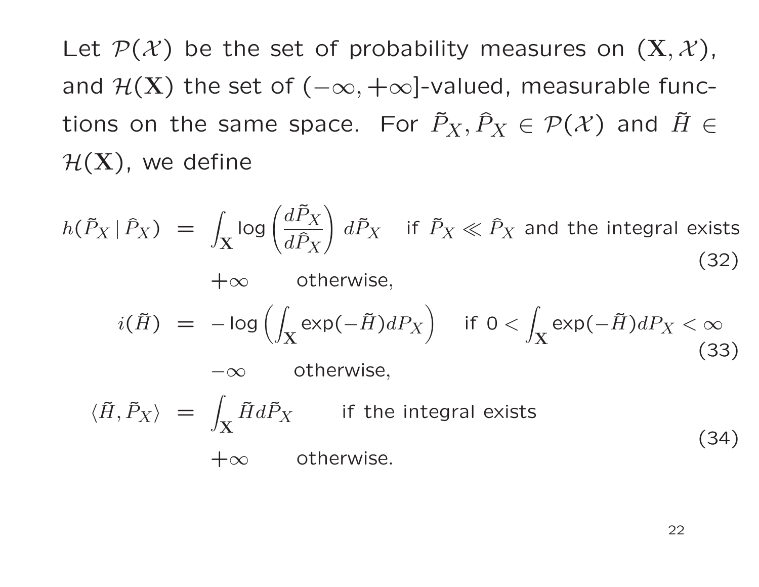Let $\mathcal{P}(\mathcal{X})$ be the set of probability measures on $(\mathbf{X}, \mathcal{X})$, and $\mathcal{H}(\mathbf{X})$ the set of $(-\infty, +\infty]$-valued, measurable functions on the same space. For $\tilde{P}_X, \hat{P}_X \in \mathcal{P}(\mathcal{X})$ and $\tilde{H} \in \mathcal{H}(\mathbf{X})$, we define

$$
h(\tilde{P}_X \,|\, \hat{P}_X) = \begin{cases} \displaystyle\int_{\mathbf{X}} \log\left(\frac{d\tilde{P}_X}{d\hat{P}_X}\right) d\tilde{P}_X & \text{if } \tilde{P}_X \ll \hat{P}_X \text{ and the integral exists} \\ +\infty & \text{otherwise,} \end{cases} \tag{32}
$$

$$
i(\tilde{H}) = \begin{cases} \displaystyle -\log\left(\int_{\mathbf{X}} \exp(-\tilde{H}) dP_X\right) & \text{if } 0 < \displaystyle\int_{\mathbf{X}} \exp(-\tilde{H}) dP_X < \infty \\ -\infty & \text{otherwise,} \end{cases} \tag{33}
$$

$$
\langle \tilde{H}, \tilde{P}_X \rangle = \begin{cases} \displaystyle\int_{\mathbf{X}} \tilde{H} d\tilde{P}_X & \text{if the integral exists} \\ +\infty & \text{otherwise.} \end{cases} \tag{34}
$$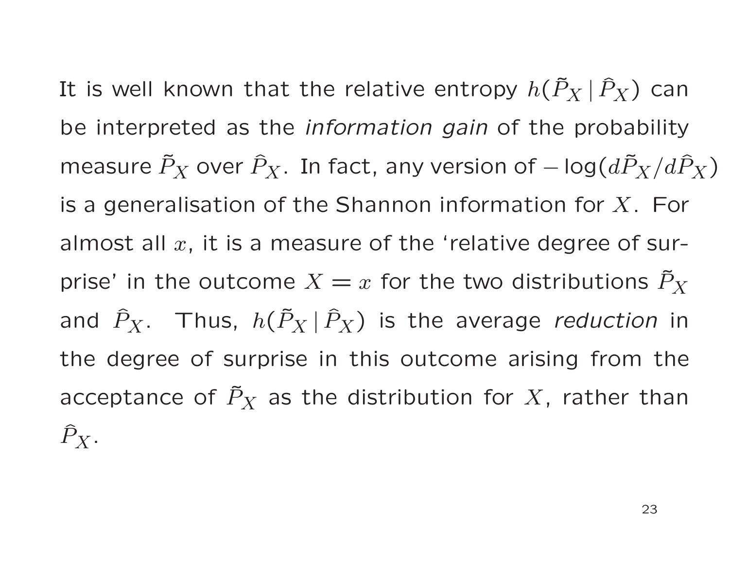It is well known that the relative entropy $h(\tilde{P}_X \,|\, \hat{P}_X)$ can be interpreted as the *information gain* of the probability measure $\tilde{P}_X$ over $\hat{P}_X$. In fact, any version of $-\log(d\tilde{P}_X/d\hat{P}_X)$ is a generalisation of the Shannon information for $X$. For almost all $x$, it is a measure of the 'relative degree of surprise' in the outcome $X = x$ for the two distributions $\tilde{P}_X$ and $\hat{P}_X$. Thus, $h(\tilde{P}_X \,|\, \hat{P}_X)$ is the average *reduction* in the degree of surprise in this outcome arising from the acceptance of $\tilde{P}_X$ as the distribution for $X$, rather than $\hat{P}_X$.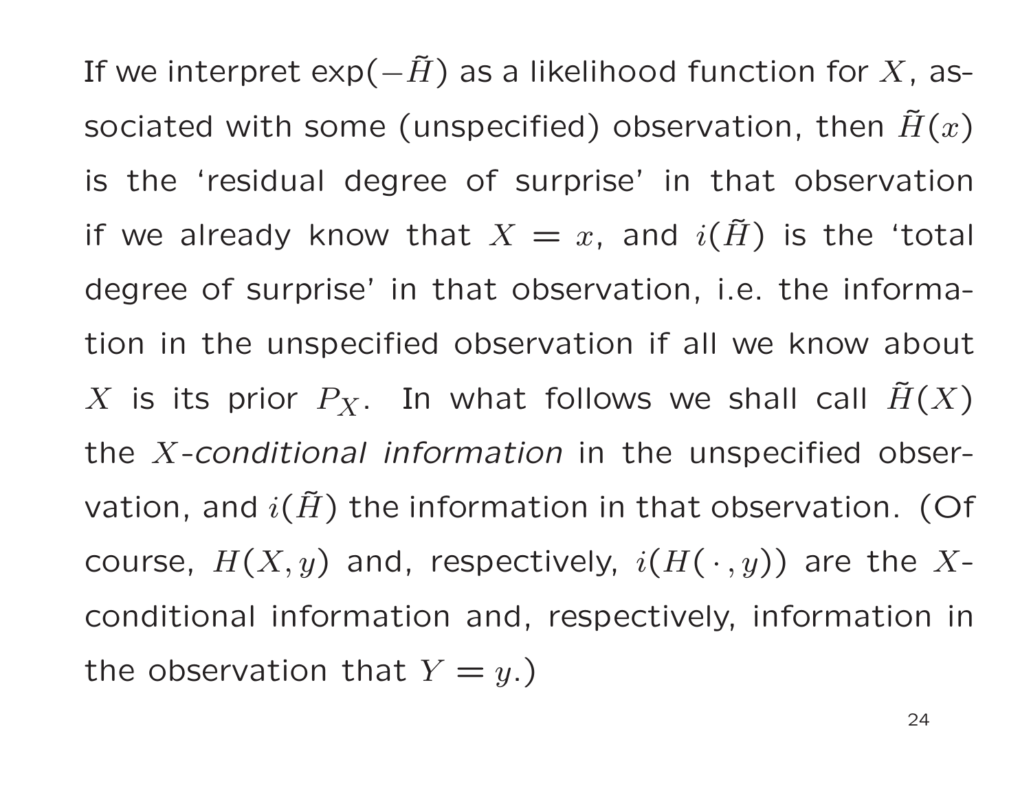If we interpret $\exp(-\tilde{H})$ as a likelihood function for $X$, associated with some (unspecified) observation, then $\tilde{H}(x)$ is the 'residual degree of surprise' in that observation if we already know that $X = x$, and $i(\tilde{H})$ is the 'total degree of surprise' in that observation, i.e. the information in the unspecified observation if all we know about $X$ is its prior $P_X$. In what follows we shall call $\tilde{H}(X)$ the $X$-*conditional information* in the unspecified observation, and $i(\tilde{H})$ the information in that observation. (Of course, $H(X, y)$ and, respectively, $i(H(\,\cdot\,, y))$ are the $X$-conditional information and, respectively, information in the observation that $Y = y$.)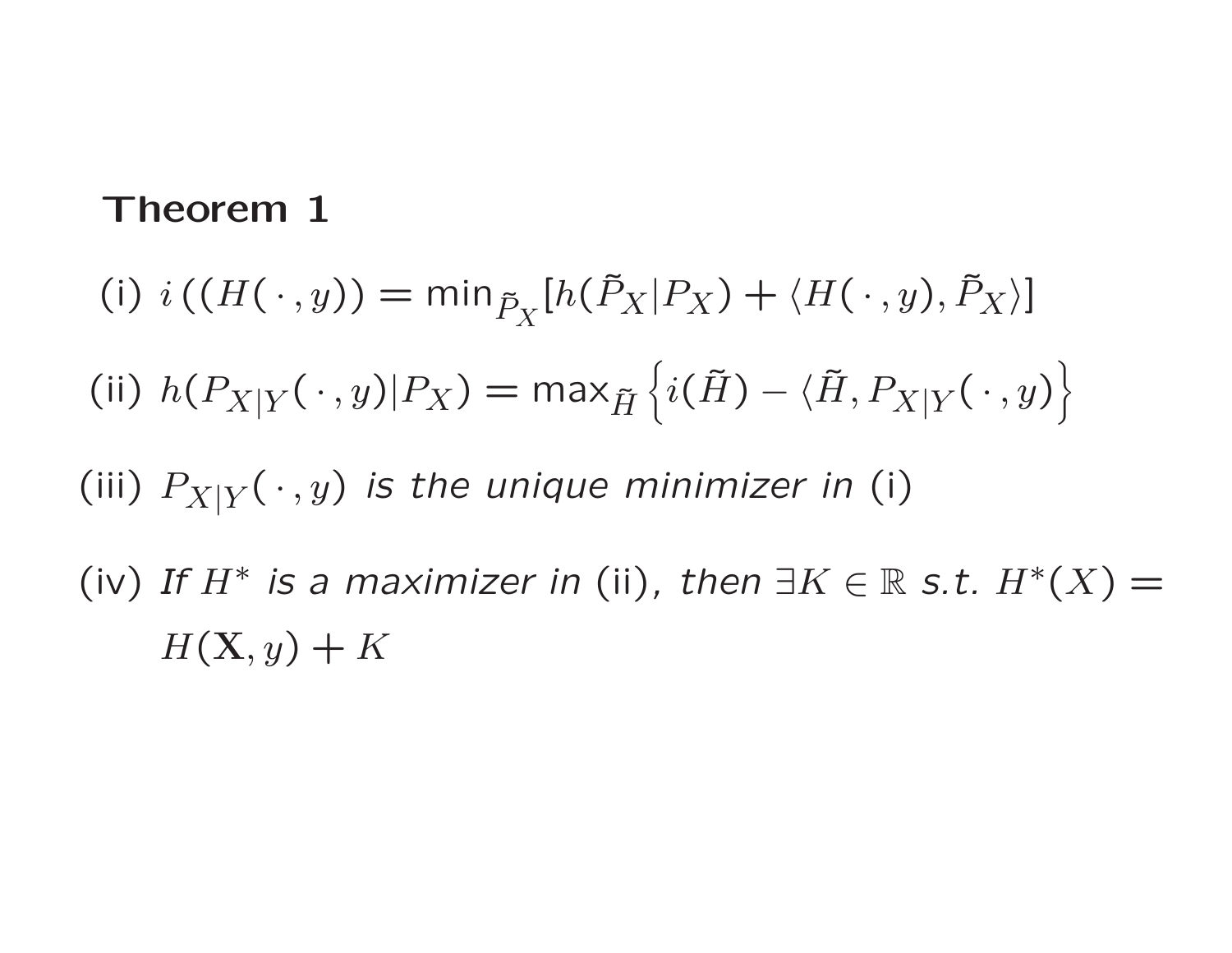**Theorem 1**

(i) $i\left((H(\,\cdot\,,y)\right) = \min_{\tilde{P}_X}[h(\tilde{P}_X|P_X) + \langle H(\,\cdot\,,y), \tilde{P}_X\rangle]$

(ii) $h(P_{X|Y}(\,\cdot\,,y)|P_X) = \max_{\tilde{H}}\left\{i(\tilde{H}) - \langle \tilde{H}, P_{X|Y}(\,\cdot\,,y)\right\}$

(iii) $P_{X|Y}(\,\cdot\,,y)$ *is the unique minimizer in* (i)

(iv) *If* $H^*$ *is a maximizer in* (ii)*, then* $\exists K \in \mathbb{R}$ *s.t.* $H^*(X) = H(\mathbf{X}, y) + K$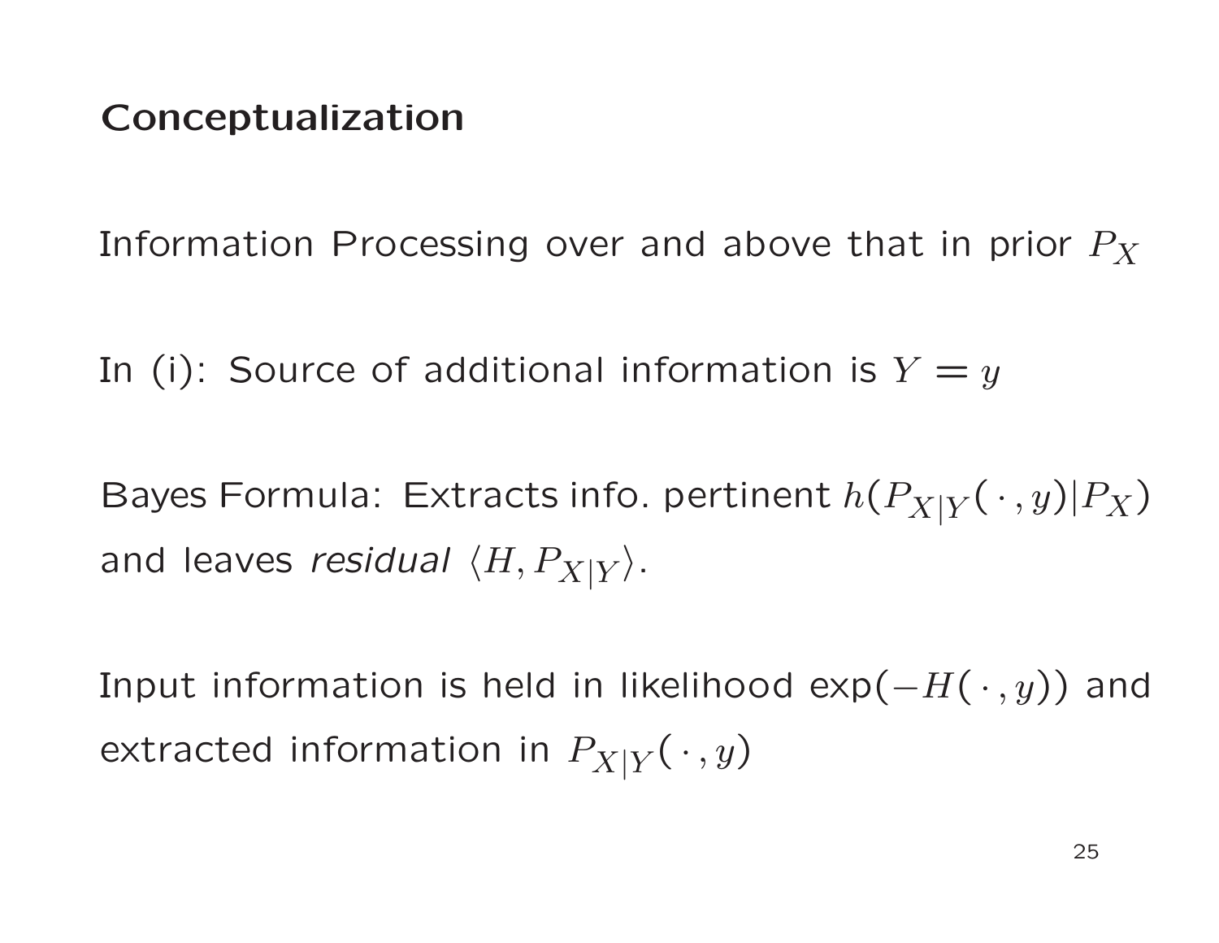## Conceptualization

Information Processing over and above that in prior $P_X$

In (i): Source of additional information is $Y = y$

Bayes Formula: Extracts info. pertinent $h(P_{X|Y}(\,\cdot\,, y)|P_X)$ and leaves *residual* $\langle H, P_{X|Y} \rangle$.

Input information is held in likelihood $\exp(-H(\,\cdot\,, y))$ and extracted information in $P_{X|Y}(\,\cdot\,, y)$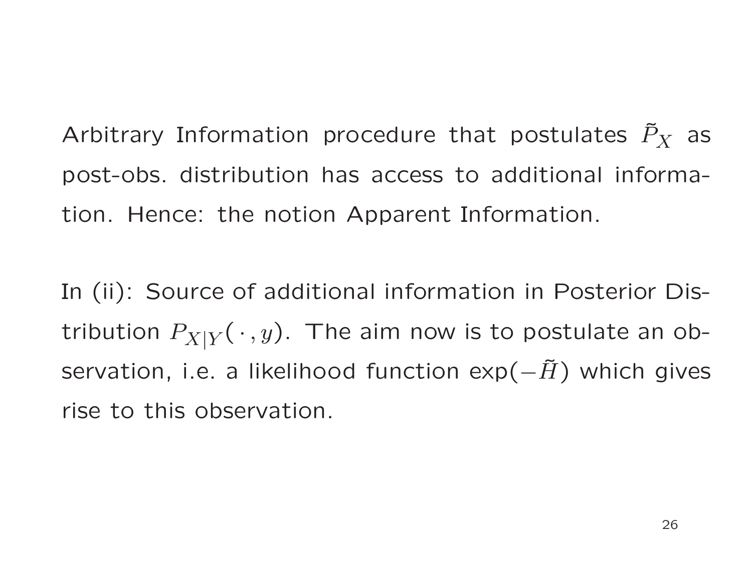Arbitrary Information procedure that postulates $\tilde{P}_X$ as post-obs. distribution has access to additional information. Hence: the notion Apparent Information.

In (ii): Source of additional information in Posterior Distribution $P_{X|Y}(\,\cdot\,, y)$. The aim now is to postulate an observation, i.e. a likelihood function $\exp(-\tilde{H})$ which gives rise to this observation.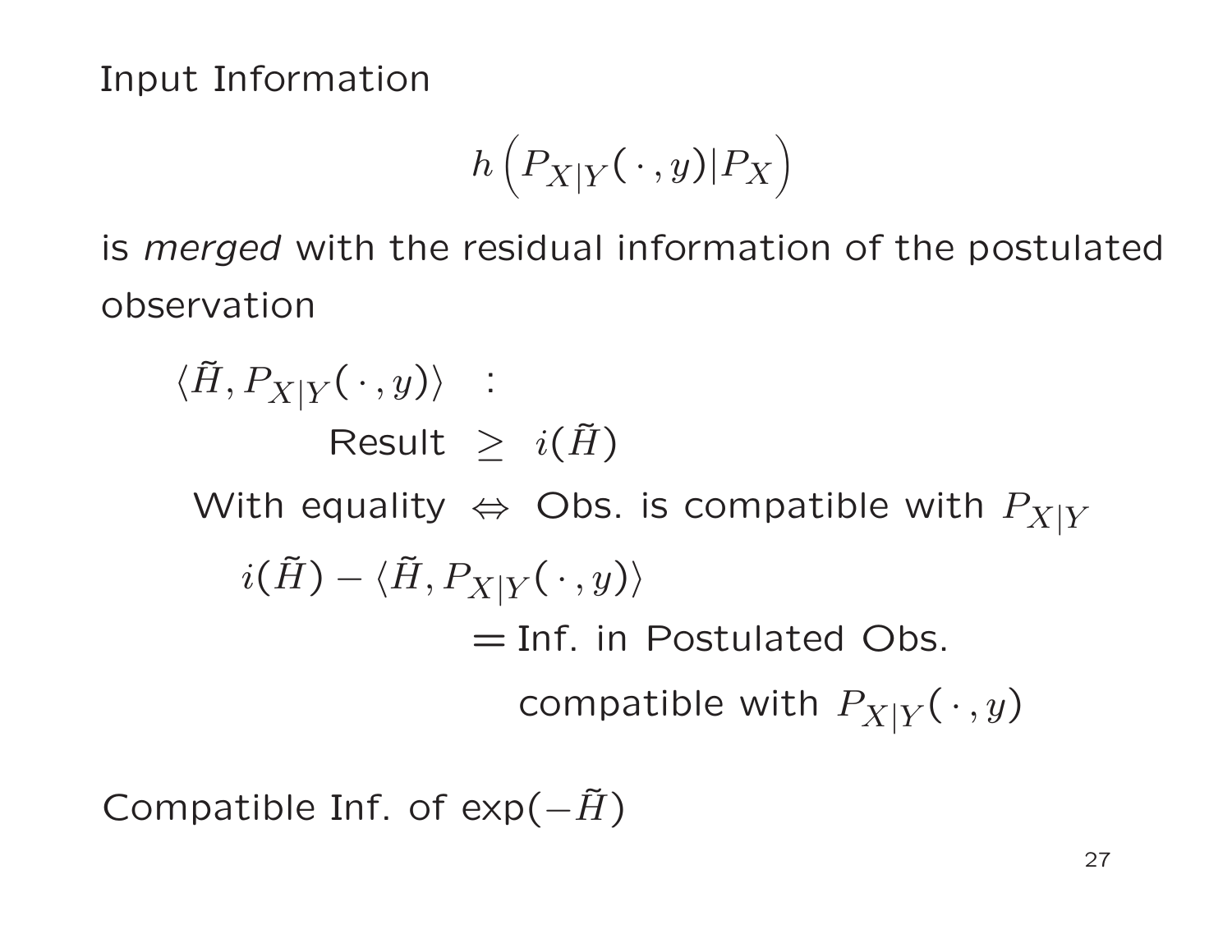Input Information

$$h\left(P_{X|Y}(\,\cdot\,,y)|P_X\right)$$

is *merged* with the residual information of the postulated observation

$$
\begin{aligned}
\langle \tilde{H}, P_{X|Y}(\,\cdot\,,y)\rangle \quad &: \\
\text{Result} \;&\geq\; i(\tilde{H}) \\
\text{With equality} \;&\Leftrightarrow\; \text{Obs. is compatible with } P_{X|Y} \\
i(\tilde{H}) - \langle \tilde{H}, P_{X|Y}(\,\cdot\,,y)\rangle & \\
&= \text{Inf. in Postulated Obs.} \\
&\phantom{=}\ \text{compatible with } P_{X|Y}(\,\cdot\,,y)
\end{aligned}
$$

Compatible Inf. of $\exp(-\tilde{H})$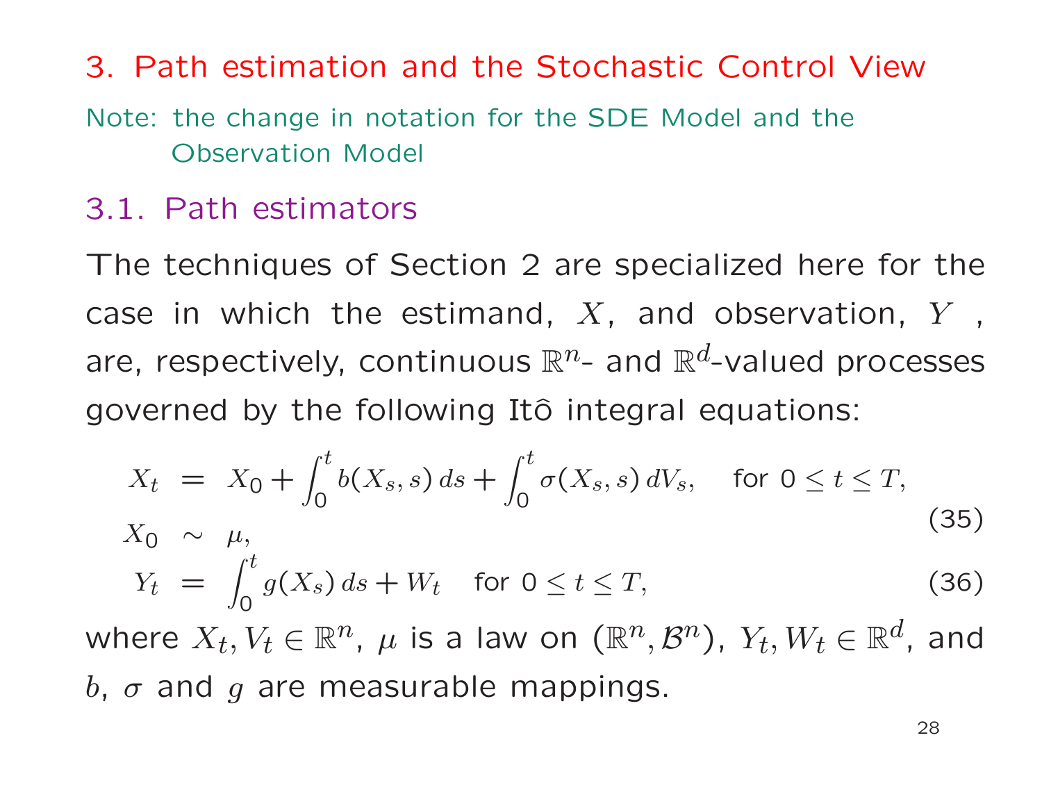# 3. Path estimation and the Stochastic Control View

Note: the change in notation for the SDE Model and the Observation Model

## 3.1. Path estimators

The techniques of Section 2 are specialized here for the case in which the estimand, $X$, and observation, $Y$, are, respectively, continuous $\mathbb{R}^n$- and $\mathbb{R}^d$-valued processes governed by the following Itô integral equations:

$$
\begin{aligned}
X_t &= X_0 + \int_0^t b(X_s, s)\, ds + \int_0^t \sigma(X_s, s)\, dV_s, \quad \text{for } 0 \le t \le T, \\
X_0 &\sim \mu,
\end{aligned}
\tag{35}
$$

$$
Y_t = \int_0^t g(X_s)\, ds + W_t \quad \text{for } 0 \le t \le T, \tag{36}
$$

where $X_t, V_t \in \mathbb{R}^n$, $\mu$ is a law on $(\mathbb{R}^n, \mathcal{B}^n)$, $Y_t, W_t \in \mathbb{R}^d$, and $b$, $\sigma$ and $g$ are measurable mappings.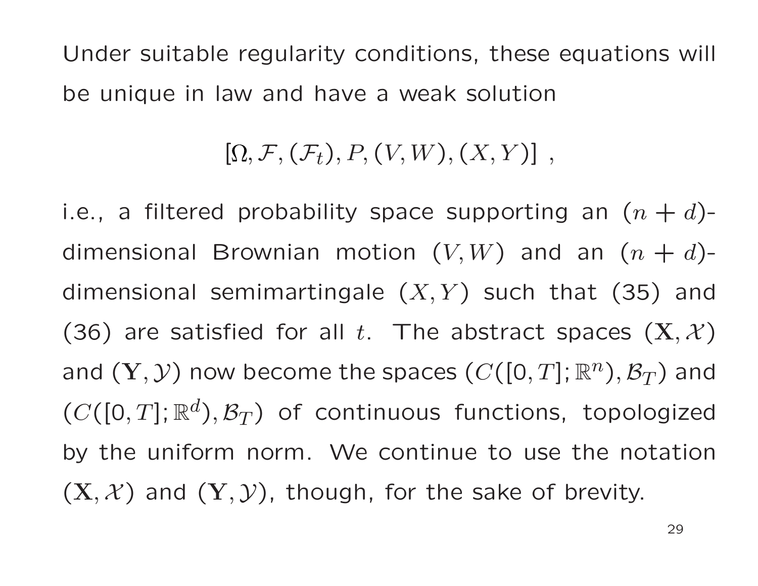Under suitable regularity conditions, these equations will be unique in law and have a weak solution

$$[\Omega, \mathcal{F}, (\mathcal{F}_t), P, (V, W), (X, Y)] ,$$

i.e., a filtered probability space supporting an $(n + d)$-dimensional Brownian motion $(V, W)$ and an $(n + d)$-dimensional semimartingale $(X, Y)$ such that (35) and (36) are satisfied for all $t$. The abstract spaces $(\mathbf{X}, \mathcal{X})$ and $(\mathbf{Y}, \mathcal{Y})$ now become the spaces $(C([0, T]; \mathbb{R}^n), \mathcal{B}_T)$ and $(C([0, T]; \mathbb{R}^d), \mathcal{B}_T)$ of continuous functions, topologized by the uniform norm. We continue to use the notation $(\mathbf{X}, \mathcal{X})$ and $(\mathbf{Y}, \mathcal{Y})$, though, for the sake of brevity.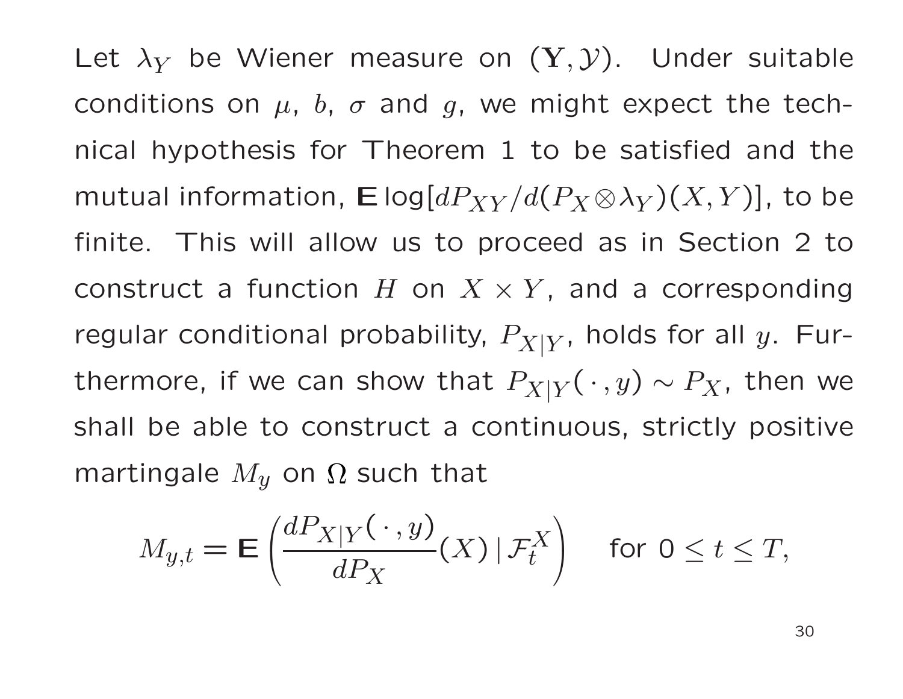Let $\lambda_Y$ be Wiener measure on $(\mathbf{Y}, \mathcal{Y})$. Under suitable conditions on $\mu$, $b$, $\sigma$ and $g$, we might expect the technical hypothesis for Theorem 1 to be satisfied and the mutual information, $\mathbf{E} \log[dP_{XY}/d(P_X \otimes \lambda_Y)(X, Y)]$, to be finite. This will allow us to proceed as in Section 2 to construct a function $H$ on $X \times Y$, and a corresponding regular conditional probability, $P_{X|Y}$, holds for all $y$. Furthermore, if we can show that $P_{X|Y}(\,\cdot\,, y) \sim P_X$, then we shall be able to construct a continuous, strictly positive martingale $M_y$ on $\Omega$ such that

$$M_{y,t} = \mathbf{E}\left(\frac{dP_{X|Y}(\,\cdot\,, y)}{dP_X}(X) \,|\, \mathcal{F}_t^X\right) \quad \text{for } 0 \leq t \leq T,$$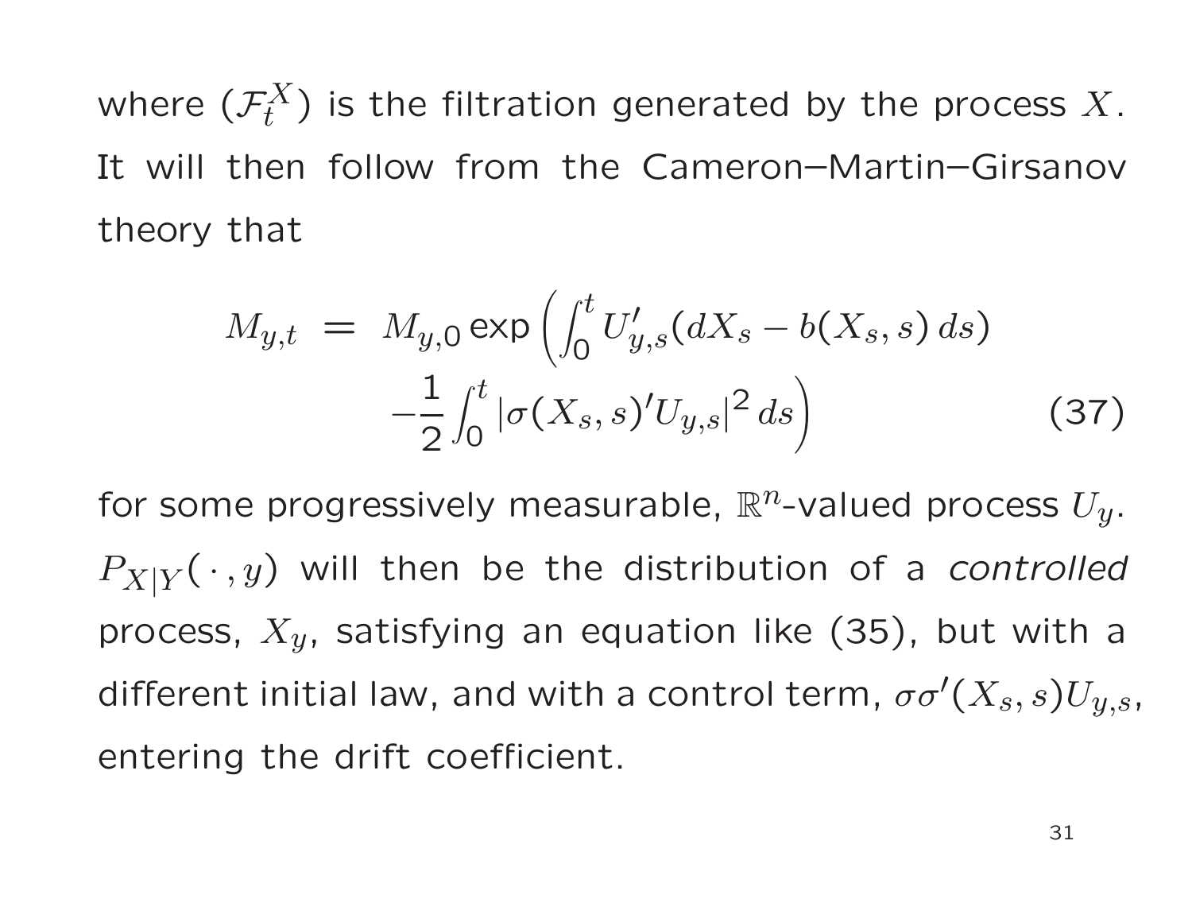where $(\mathcal{F}_t^X)$ is the filtration generated by the process $X$. It will then follow from the Cameron–Martin–Girsanov theory that

$$
\begin{aligned}
M_{y,t} \;=\; & M_{y,0} \exp\left( \int_0^t U'_{y,s}(dX_s - b(X_s, s)\, ds) \right. \\
& \left. - \frac{1}{2} \int_0^t |\sigma(X_s, s)' U_{y,s}|^2 \, ds \right) \qquad (37)
\end{aligned}
$$

for some progressively measurable, $\mathbb{R}^n$-valued process $U_y$. $P_{X|Y}(\,\cdot\,, y)$ will then be the distribution of a *controlled* process, $X_y$, satisfying an equation like (35), but with a different initial law, and with a control term, $\sigma\sigma'(X_s, s)U_{y,s}$, entering the drift coefficient.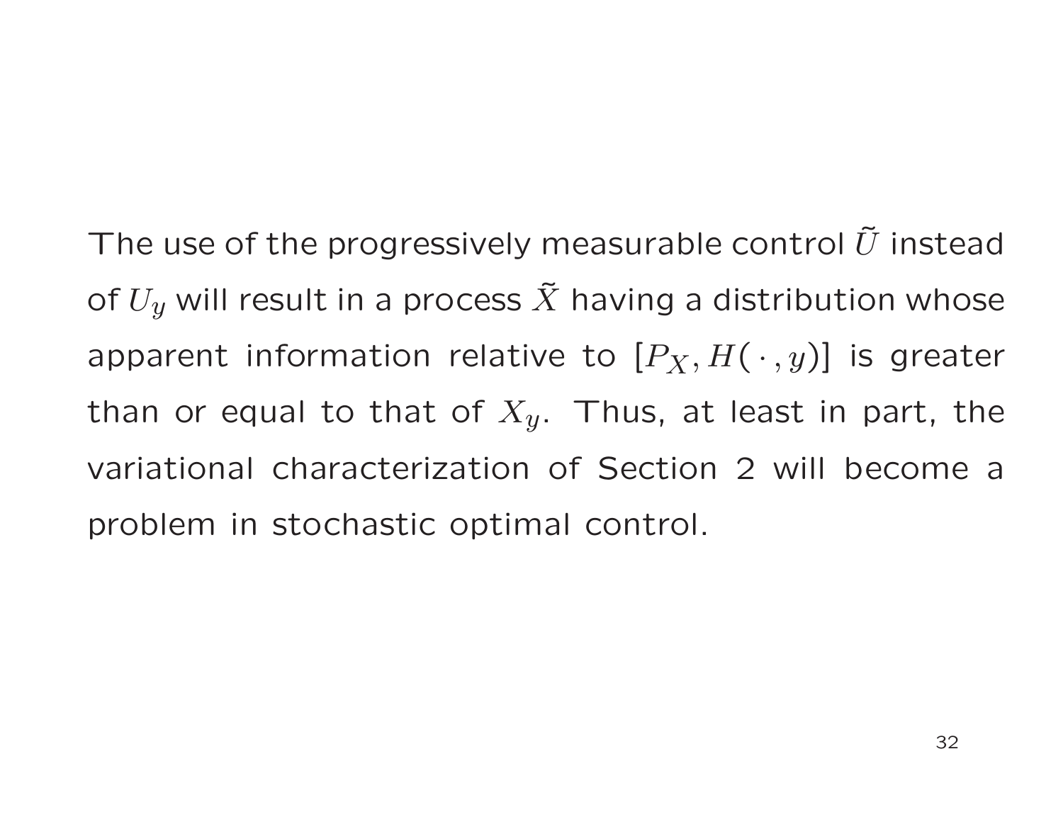The use of the progressively measurable control $\tilde{U}$ instead of $U_y$ will result in a process $\tilde{X}$ having a distribution whose apparent information relative to $[P_X, H(\,\cdot\,, y)]$ is greater than or equal to that of $X_y$. Thus, at least in part, the variational characterization of Section 2 will become a problem in stochastic optimal control.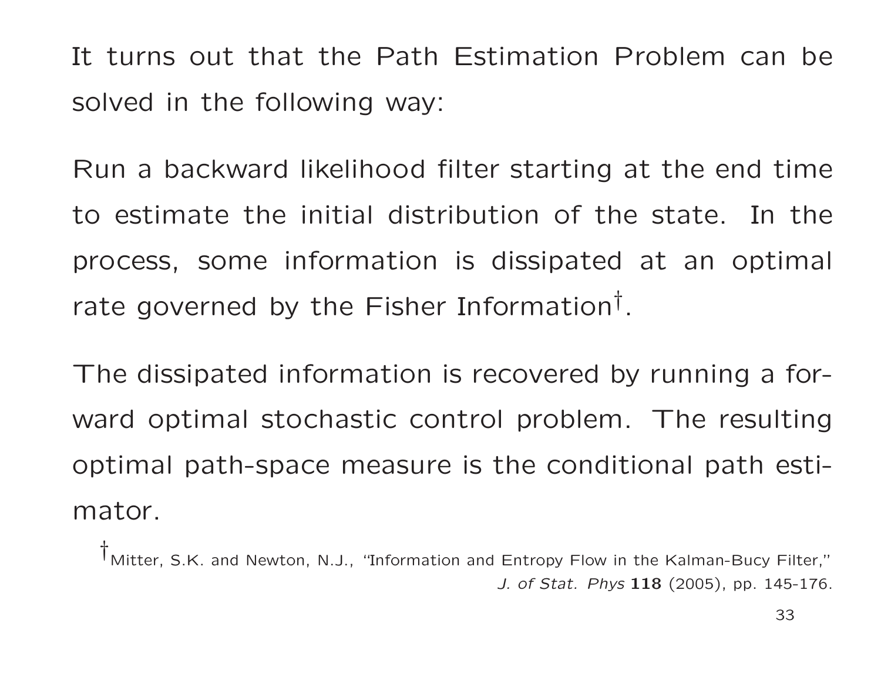It turns out that the Path Estimation Problem can be solved in the following way:

Run a backward likelihood filter starting at the end time to estimate the initial distribution of the state. In the process, some information is dissipated at an optimal rate governed by the Fisher Information†.

The dissipated information is recovered by running a forward optimal stochastic control problem. The resulting optimal path-space measure is the conditional path estimator.

†Mitter, S.K. and Newton, N.J., "Information and Entropy Flow in the Kalman-Bucy Filter," *J. of Stat. Phys* **118** (2005), pp. 145-176.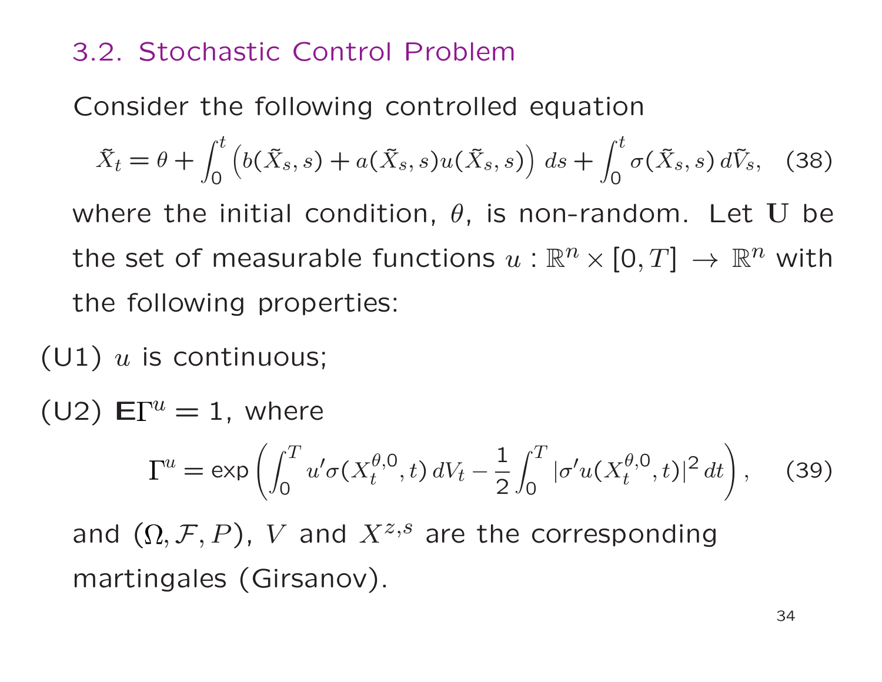## 3.2. Stochastic Control Problem

Consider the following controlled equation

$$\tilde{X}_t = \theta + \int_0^t \left( b(\tilde{X}_s, s) + a(\tilde{X}_s, s) u(\tilde{X}_s, s) \right) ds + \int_0^t \sigma(\tilde{X}_s, s)\, d\tilde{V}_s, \quad (38)$$

where the initial condition, $\theta$, is non-random. Let $\mathbf{U}$ be the set of measurable functions $u : \mathbb{R}^n \times [0, T] \to \mathbb{R}^n$ with the following properties:

(U1) $u$ is continuous;

(U2) $\mathbf{E}\Gamma^u = 1$, where

$$\Gamma^u = \exp\left( \int_0^T u' \sigma(X_t^{\theta,0}, t)\, dV_t - \frac{1}{2} \int_0^T |\sigma' u(X_t^{\theta,0}, t)|^2\, dt \right), \quad (39)$$

and $(\Omega, \mathcal{F}, P)$, $V$ and $X^{z,s}$ are the corresponding martingales (Girsanov).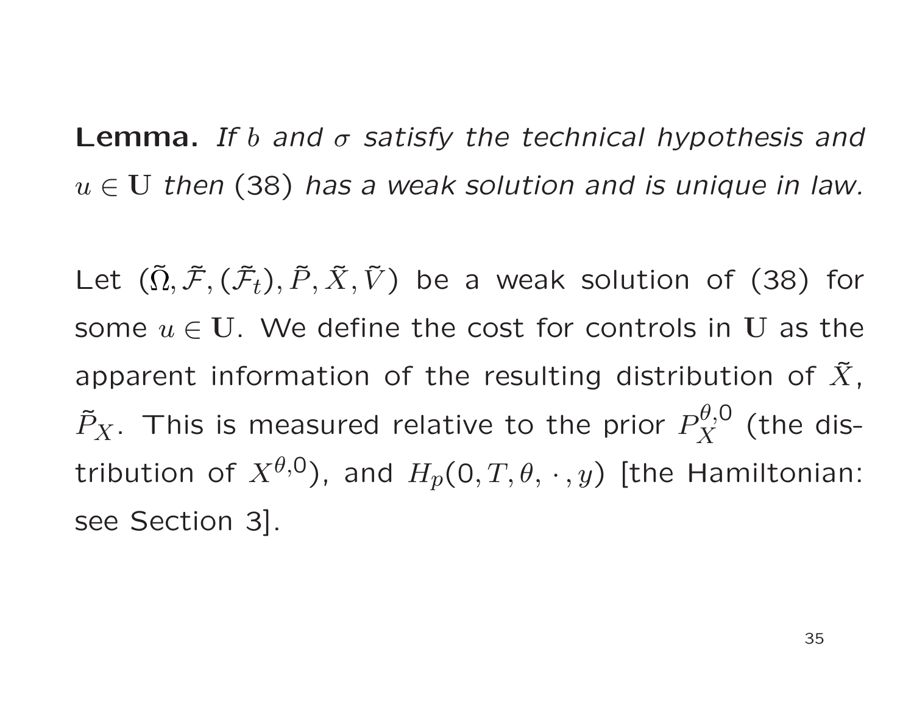**Lemma.** *If $b$ and $\sigma$ satisfy the technical hypothesis and $u \in \mathbf{U}$ then* (38) *has a weak solution and is unique in law.*

Let $(\tilde{\Omega}, \tilde{\mathcal{F}}, (\tilde{\mathcal{F}}_t), \tilde{P}, \tilde{X}, \tilde{V})$ be a weak solution of (38) for some $u \in \mathbf{U}$. We define the cost for controls in $\mathbf{U}$ as the apparent information of the resulting distribution of $\tilde{X}$, $\tilde{P}_X$. This is measured relative to the prior $P_X^{\theta,0}$ (the distribution of $X^{\theta,0}$), and $H_p(0, T, \theta, \cdot, y)$ [the Hamiltonian: see Section 3].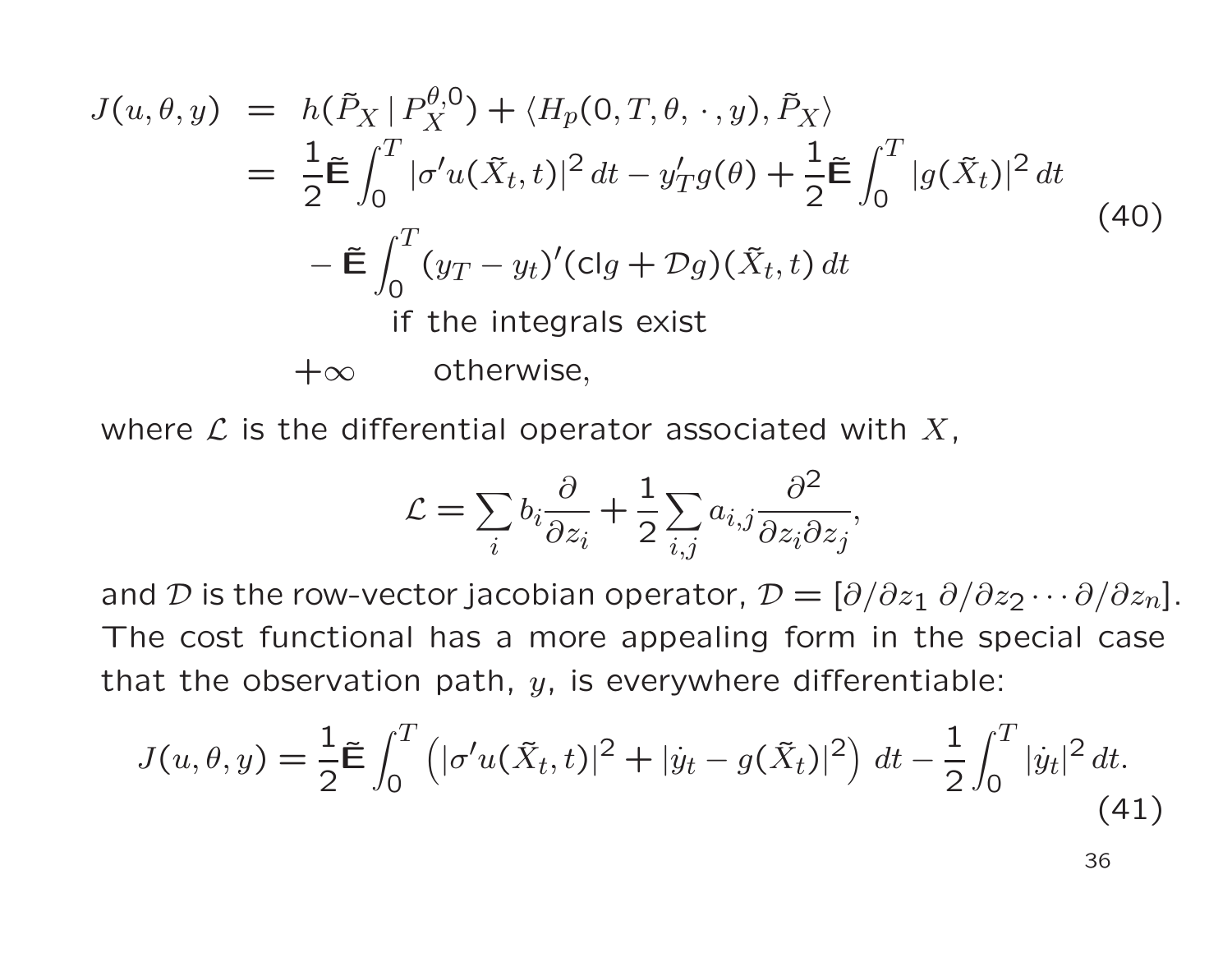$$
\begin{aligned}
J(u,\theta,y) &= h(\tilde{P}_X \,|\, P_X^{\theta,0}) + \langle H_p(0,T,\theta,\,\cdot\,,y), \tilde{P}_X \rangle \\
&= \frac{1}{2}\tilde{\mathbf{E}}\int_0^T |\sigma' u(\tilde{X}_t,t)|^2\,dt - y_T' g(\theta) + \frac{1}{2}\tilde{\mathbf{E}}\int_0^T |g(\tilde{X}_t)|^2\,dt \\
&\quad - \tilde{\mathbf{E}}\int_0^T (y_T - y_t)'(\mathcal{L}g + \mathcal{D}g)(\tilde{X}_t,t)\,dt \\
&\qquad\qquad \text{if the integrals exist} \\
&\quad +\infty \qquad \text{otherwise,}
\end{aligned}
\tag{40}
$$

where $\mathcal{L}$ is the differential operator associated with $X$,

$$
\mathcal{L} = \sum_i b_i \frac{\partial}{\partial z_i} + \frac{1}{2}\sum_{i,j} a_{i,j}\frac{\partial^2}{\partial z_i \partial z_j},
$$

and $\mathcal{D}$ is the row-vector jacobian operator, $\mathcal{D} = [\partial/\partial z_1 \; \partial/\partial z_2 \cdots \partial/\partial z_n]$. The cost functional has a more appealing form in the special case that the observation path, $y$, is everywhere differentiable:

$$
J(u,\theta,y) = \frac{1}{2}\tilde{\mathbf{E}}\int_0^T \left( |\sigma' u(\tilde{X}_t,t)|^2 + |\dot{y}_t - g(\tilde{X}_t)|^2 \right) dt - \frac{1}{2}\int_0^T |\dot{y}_t|^2\,dt. \tag{41}
$$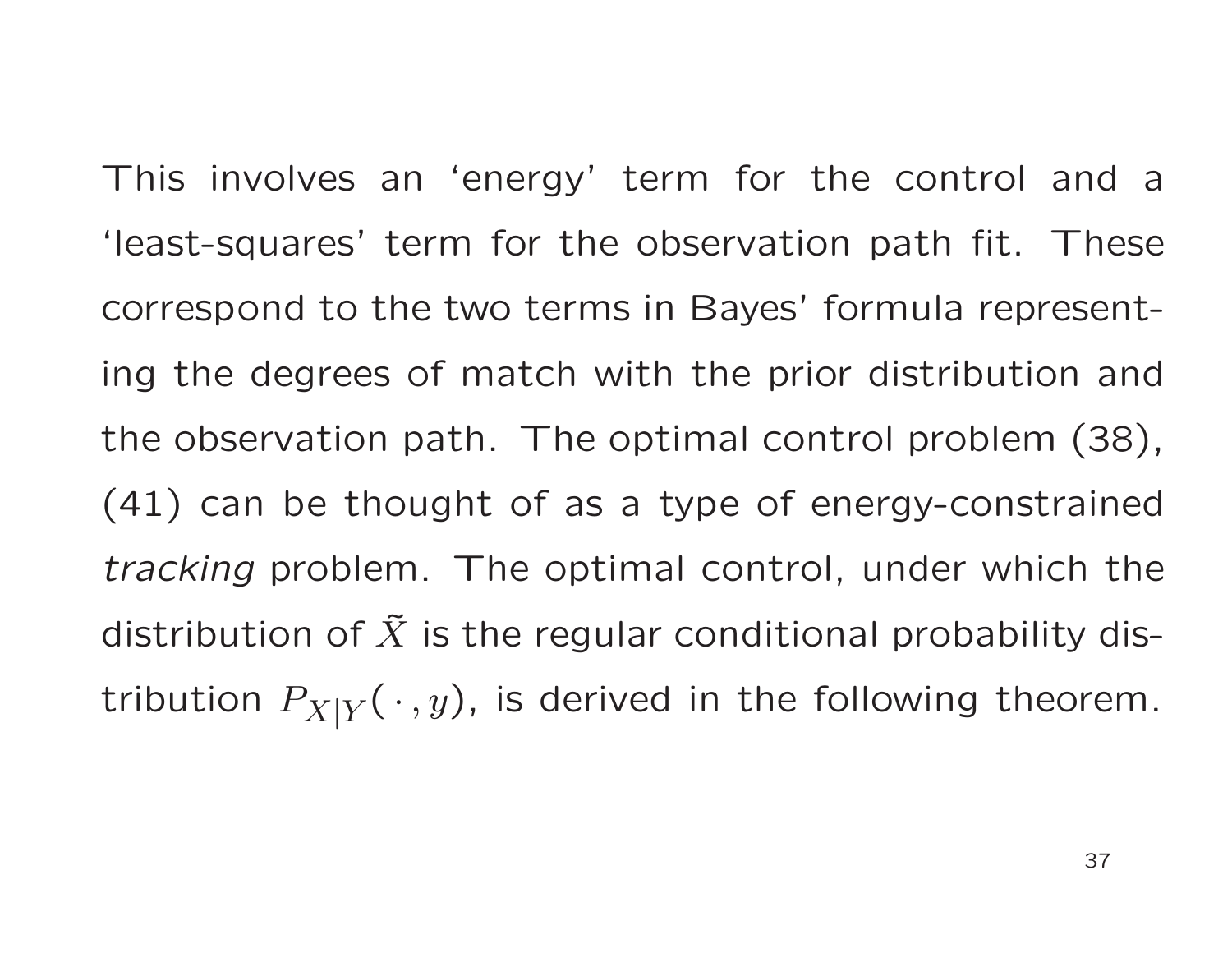This involves an ‘energy’ term for the control and a ‘least-squares’ term for the observation path fit. These correspond to the two terms in Bayes’ formula representing the degrees of match with the prior distribution and the observation path. The optimal control problem (38), (41) can be thought of as a type of energy-constrained *tracking* problem. The optimal control, under which the distribution of $\tilde{X}$ is the regular conditional probability distribution $P_{X|Y}(\,\cdot\,, y)$, is derived in the following theorem.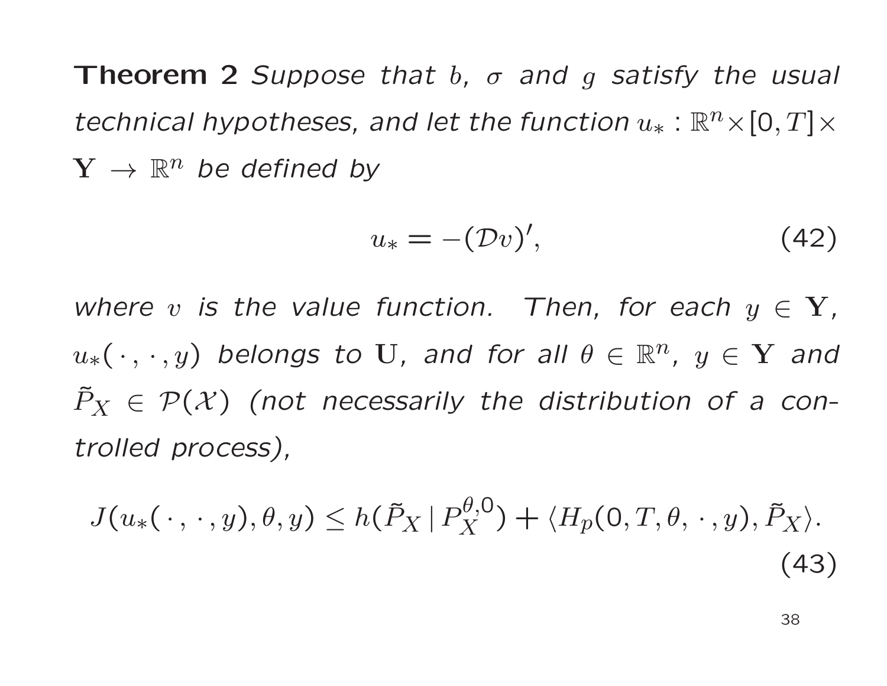**Theorem 2** *Suppose that $b$, $\sigma$ and $g$ satisfy the usual technical hypotheses, and let the function $u_* : \mathbb{R}^n \times [0, T] \times \mathbf{Y} \to \mathbb{R}^n$ be defined by*

$$u_* = -(\mathcal{D}v)', \tag{42}$$

*where $v$ is the value function. Then, for each $y \in \mathbf{Y}$, $u_*(\,\cdot\,, \cdot\,, y)$ belongs to $\mathbf{U}$, and for all $\theta \in \mathbb{R}^n$, $y \in \mathbf{Y}$ and $\tilde{P}_X \in \mathcal{P}(\mathcal{X})$ (not necessarily the distribution of a controlled process),*

$$J(u_*(\,\cdot\,, \cdot\,, y), \theta, y) \leq h(\tilde{P}_X \,|\, P_X^{\theta,0}) + \langle H_p(0, T, \theta, \,\cdot\,, y), \tilde{P}_X \rangle. \tag{43}$$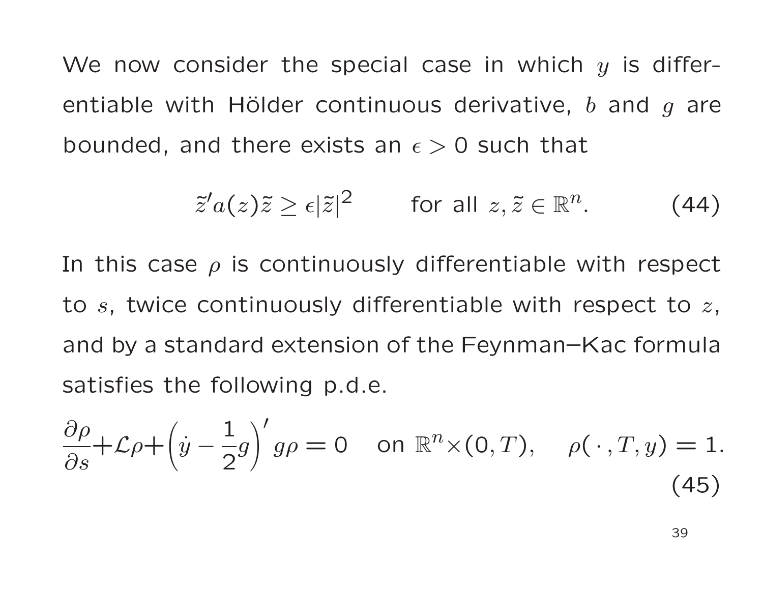We now consider the special case in which $y$ is differentiable with Hölder continuous derivative, $b$ and $g$ are bounded, and there exists an $\epsilon > 0$ such that

$$\tilde{z}' a(z) \tilde{z} \geq \epsilon |\tilde{z}|^2 \qquad \text{for all } z, \tilde{z} \in \mathbb{R}^n. \tag{44}$$

In this case $\rho$ is continuously differentiable with respect to $s$, twice continuously differentiable with respect to $z$, and by a standard extension of the Feynman–Kac formula satisfies the following p.d.e.

$$\frac{\partial \rho}{\partial s} + \mathcal{L}\rho + \left(\dot{y} - \frac{1}{2} g\right)' g \rho = 0 \quad \text{on } \mathbb{R}^n \times (0, T), \quad \rho(\,\cdot\,, T, y) = 1. \tag{45}$$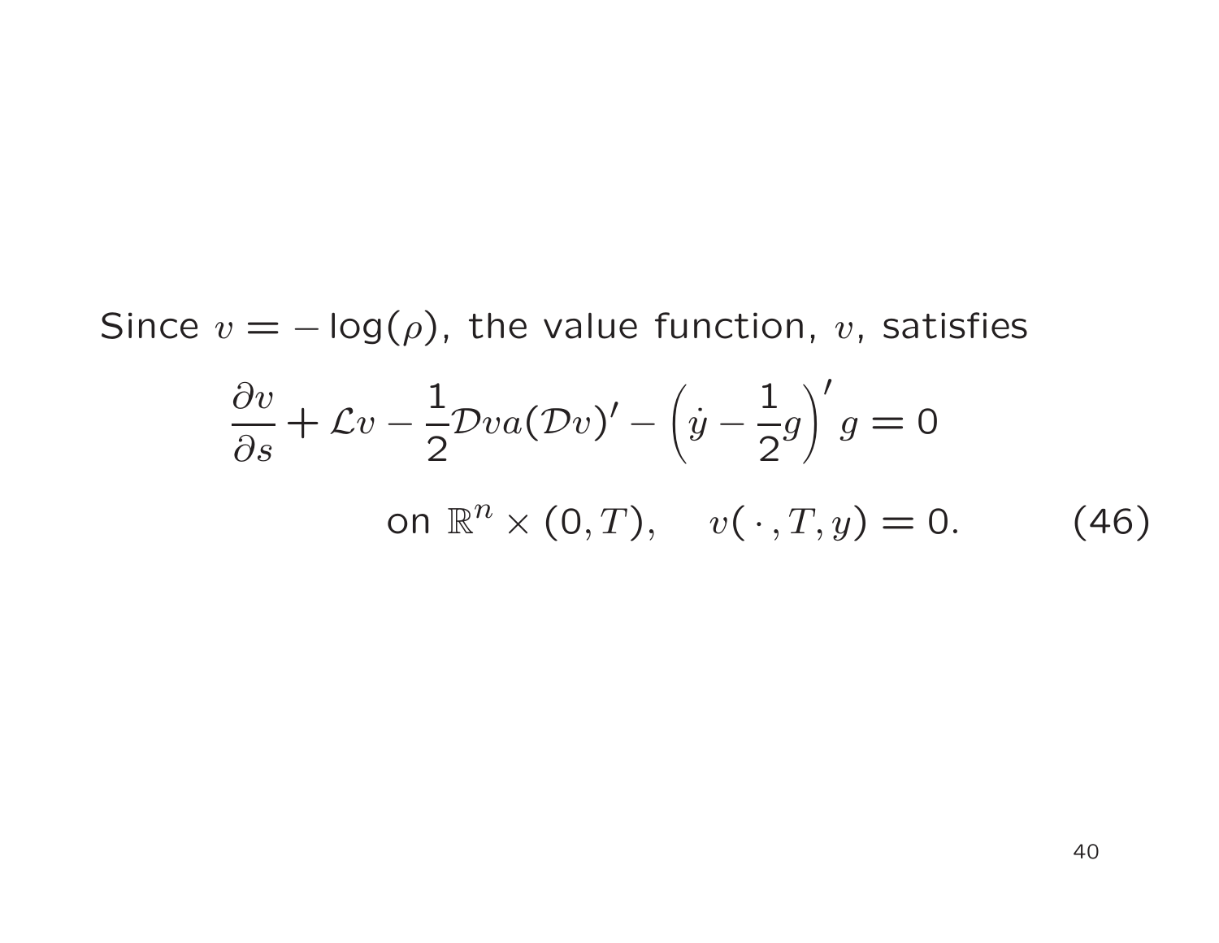Since $v = -\log(\rho)$, the value function, $v$, satisfies

$$\frac{\partial v}{\partial s} + \mathcal{L}v - \frac{1}{2}\mathcal{D}va(\mathcal{D}v)' - \left(\dot{y} - \frac{1}{2}g\right)' g = 0$$

$$\text{on } \mathbb{R}^n \times (0, T), \quad v(\,\cdot\,, T, y) = 0. \tag{46}$$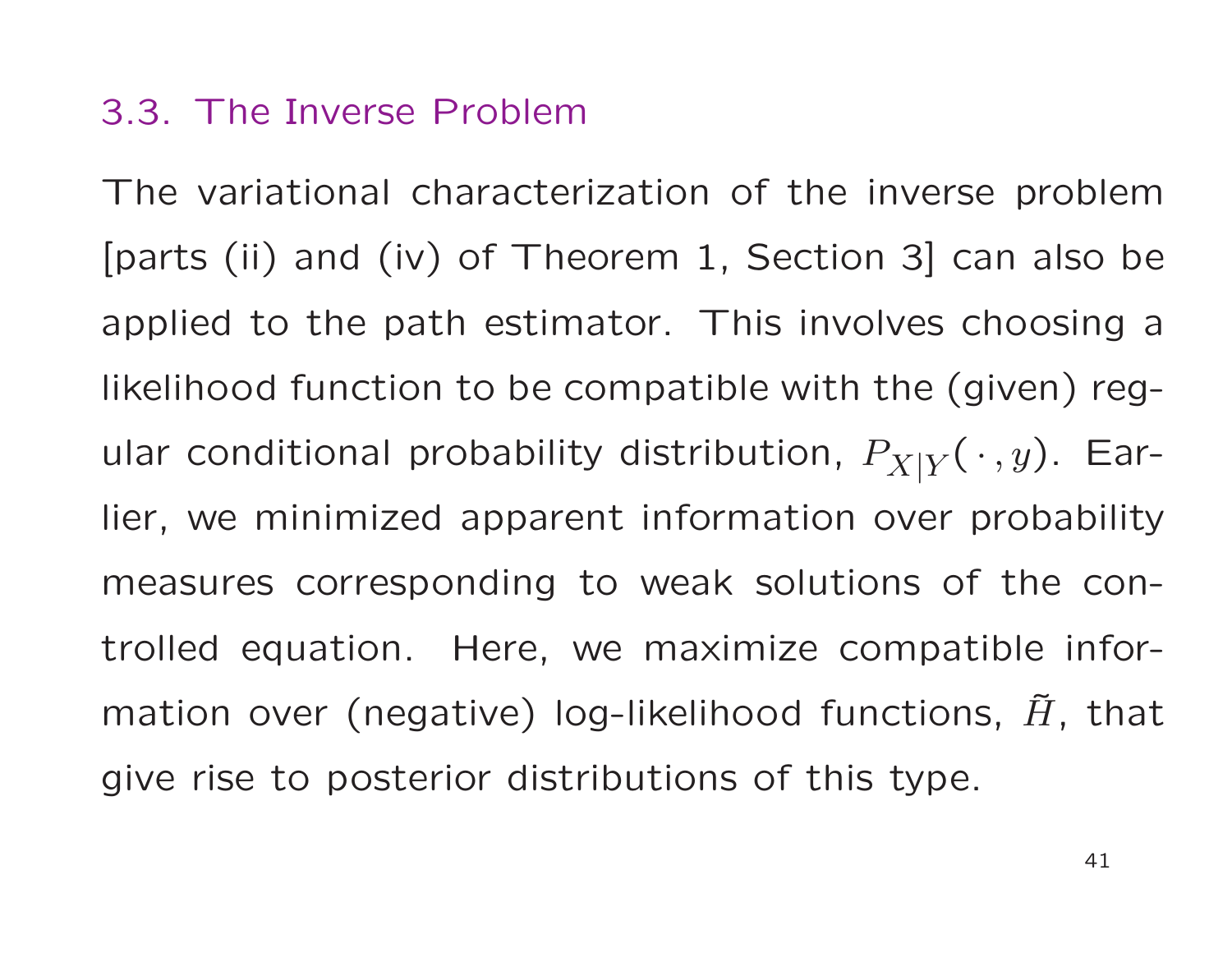## 3.3. The Inverse Problem

The variational characterization of the inverse problem [parts (ii) and (iv) of Theorem 1, Section 3] can also be applied to the path estimator. This involves choosing a likelihood function to be compatible with the (given) regular conditional probability distribution, $P_{X|Y}(\cdot, y)$. Earlier, we minimized apparent information over probability measures corresponding to weak solutions of the controlled equation. Here, we maximize compatible information over (negative) log-likelihood functions, $\tilde{H}$, that give rise to posterior distributions of this type.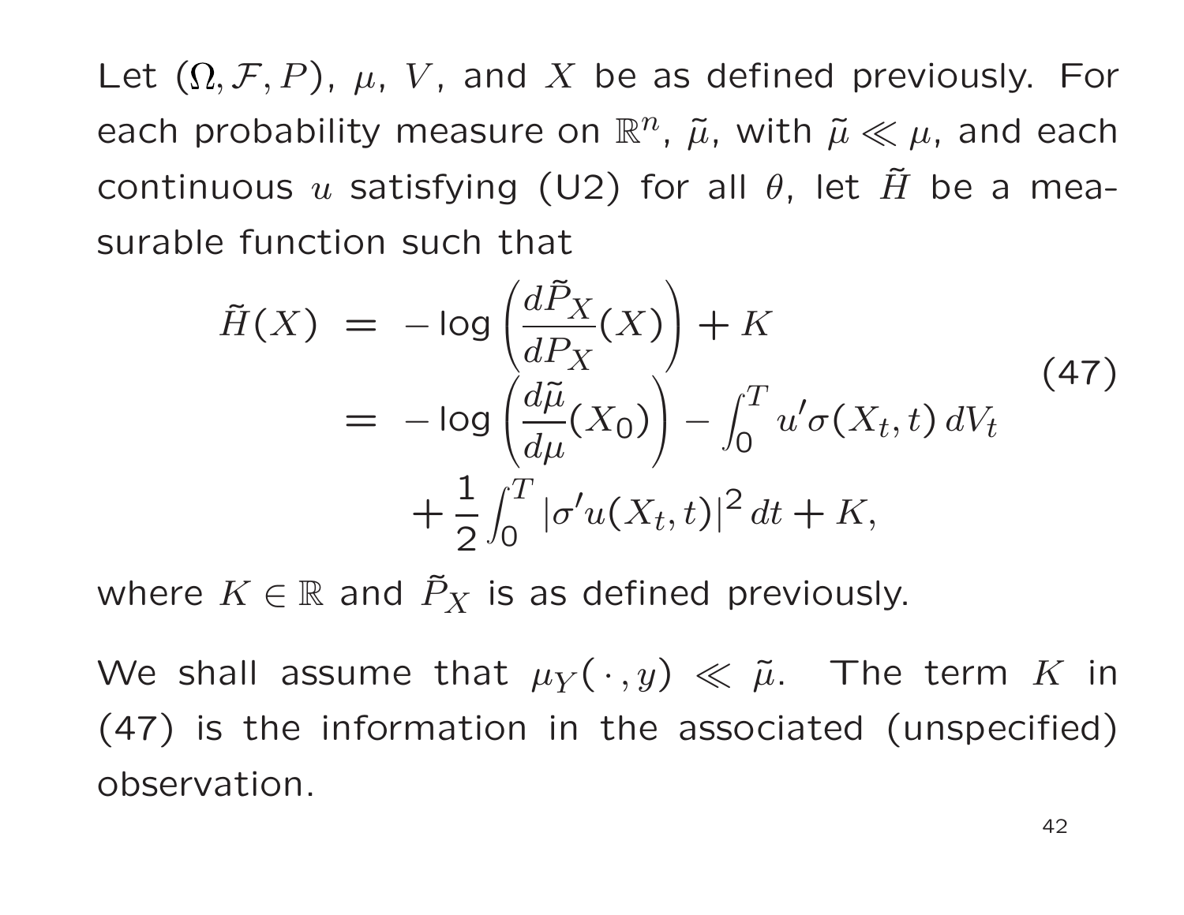Let $(\Omega, \mathcal{F}, P)$, $\mu$, $V$, and $X$ be as defined previously. For each probability measure on $\mathbb{R}^n$, $\tilde{\mu}$, with $\tilde{\mu} \ll \mu$, and each continuous $u$ satisfying (U2) for all $\theta$, let $\tilde{H}$ be a measurable function such that

$$
\begin{aligned}
\tilde{H}(X) &= -\log\left(\frac{d\tilde{P}_X}{dP_X}(X)\right) + K \\
&= -\log\left(\frac{d\tilde{\mu}}{d\mu}(X_0)\right) - \int_0^T u'\sigma(X_t, t)\, dV_t \\
&\qquad + \frac{1}{2}\int_0^T |\sigma' u(X_t, t)|^2\, dt + K,
\end{aligned}
\tag{47}
$$

where $K \in \mathbb{R}$ and $\tilde{P}_X$ is as defined previously.

We shall assume that $\mu_Y(\,\cdot\,, y) \ll \tilde{\mu}$. The term $K$ in (47) is the information in the associated (unspecified) observation.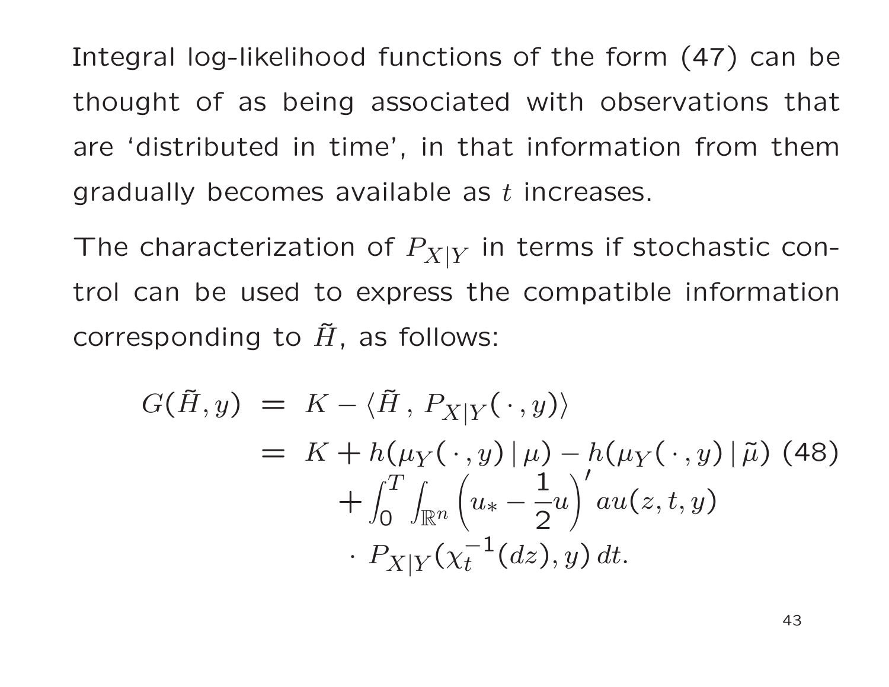Integral log-likelihood functions of the form (47) can be thought of as being associated with observations that are 'distributed in time', in that information from them gradually becomes available as $t$ increases.

The characterization of $P_{X|Y}$ in terms if stochastic control can be used to express the compatible information corresponding to $\tilde{H}$, as follows:

$$
\begin{aligned}
G(\tilde{H}, y) &= K - \langle \tilde{H} \, , \, P_{X|Y}(\,\cdot\,, y) \rangle \\
&= K + h(\mu_Y(\,\cdot\,, y) \,|\, \mu) - h(\mu_Y(\,\cdot\,, y) \,|\, \tilde{\mu}) \\
&\qquad + \int_0^T \int_{\mathbb{R}^n} \left( u_* - \frac{1}{2} u \right)' a u(z, t, y) \\
&\qquad\quad \cdot \, P_{X|Y}(\chi_t^{-1}(dz), y) \, dt.
\end{aligned}
\tag{48}
$$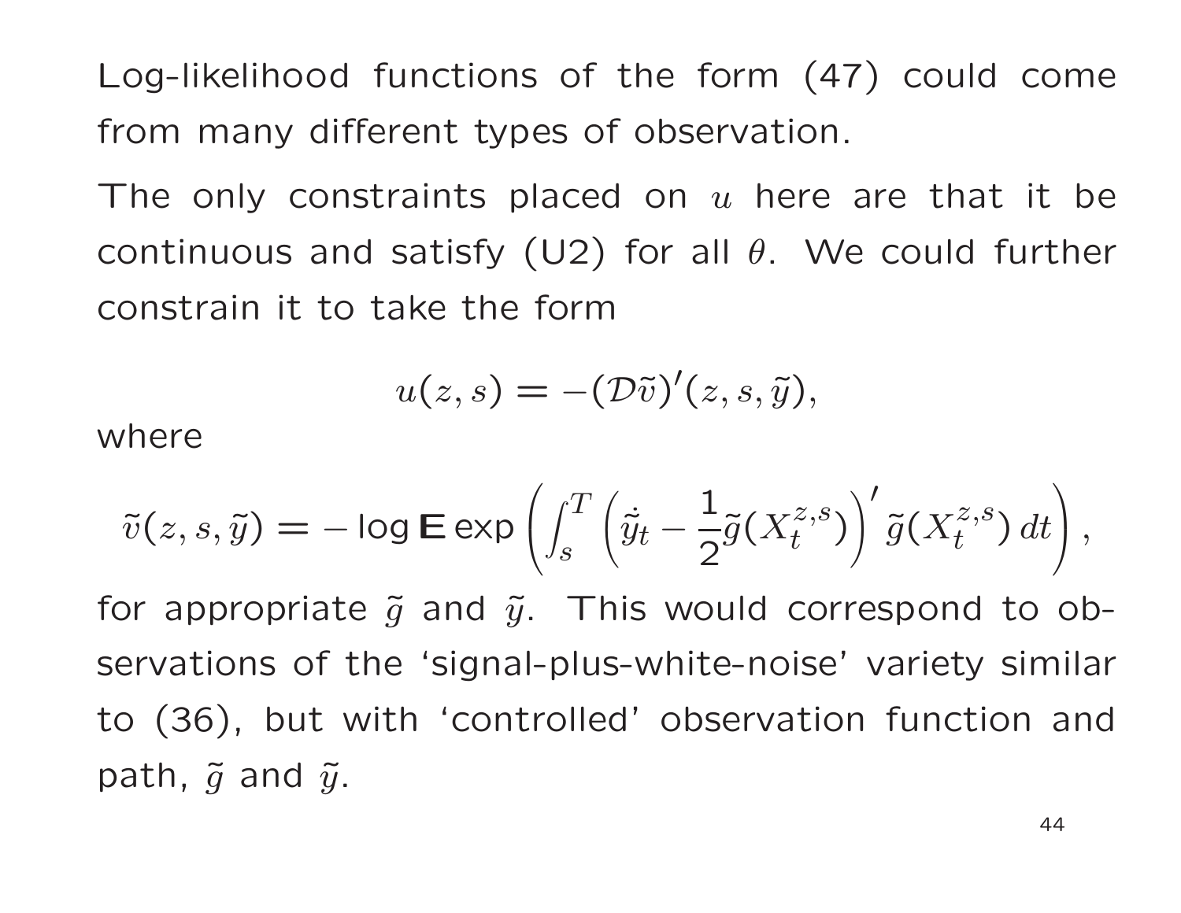Log-likelihood functions of the form (47) could come from many different types of observation.

The only constraints placed on $u$ here are that it be continuous and satisfy (U2) for all $\theta$. We could further constrain it to take the form

$$u(z, s) = -(\mathcal{D}\tilde{v})'(z, s, \tilde{y}),$$

where

$$\tilde{v}(z, s, \tilde{y}) = -\log \mathbf{E} \exp \left( \int_s^T \left( \dot{\tilde{y}}_t - \frac{1}{2}\tilde{g}(X_t^{z,s}) \right)' \tilde{g}(X_t^{z,s})\, dt \right),$$

for appropriate $\tilde{g}$ and $\tilde{y}$. This would correspond to observations of the 'signal-plus-white-noise' variety similar to (36), but with 'controlled' observation function and path, $\tilde{g}$ and $\tilde{y}$.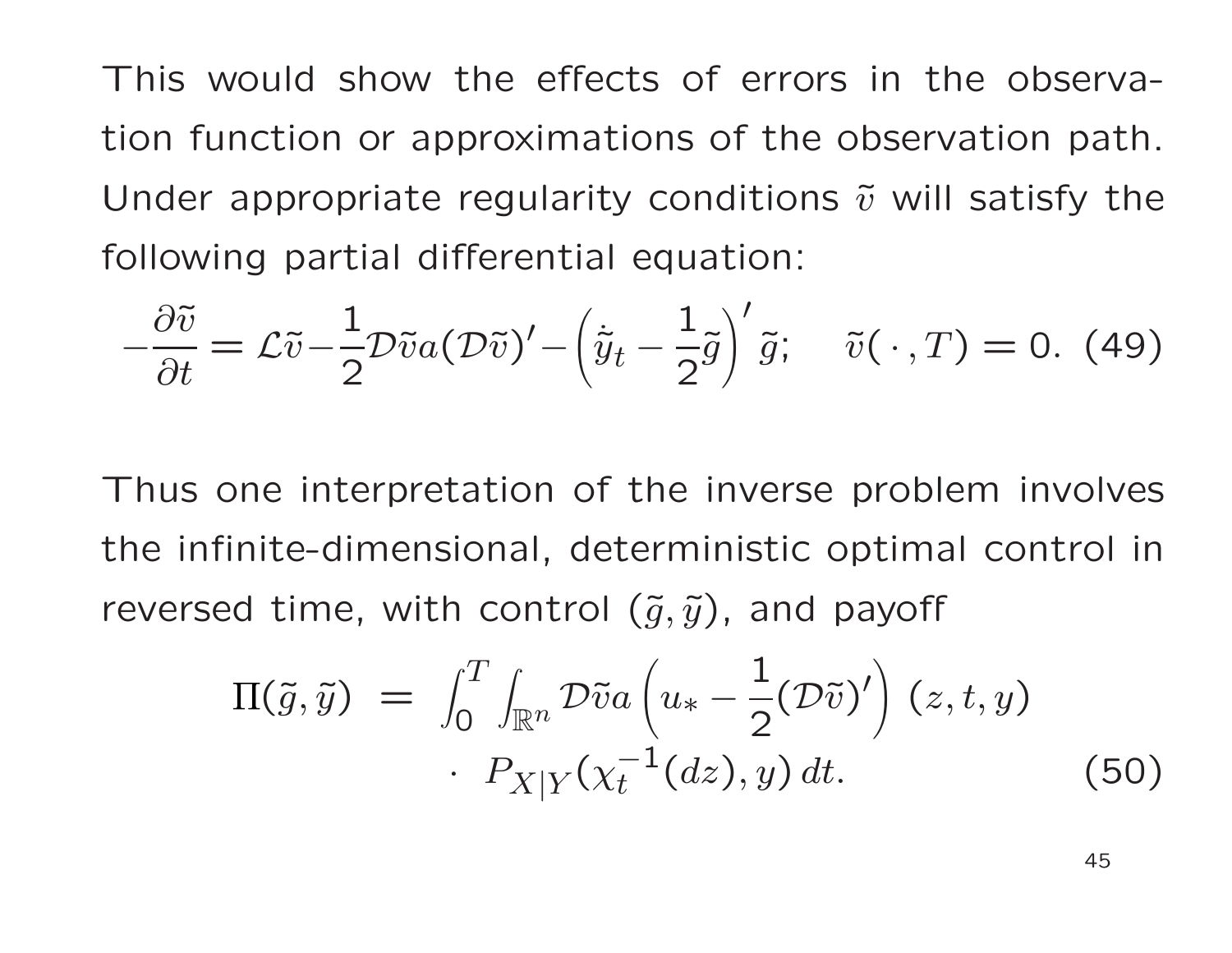This would show the effects of errors in the observation function or approximations of the observation path. Under appropriate regularity conditions $\tilde{v}$ will satisfy the following partial differential equation:

$$
-\frac{\partial \tilde{v}}{\partial t} = \mathcal{L}\tilde{v} - \frac{1}{2}\mathcal{D}\tilde{v}a(\mathcal{D}\tilde{v})' - \left(\dot{\tilde{y}}_t - \frac{1}{2}\tilde{g}\right)' \tilde{g}; \quad \tilde{v}(\,\cdot\,, T) = 0. \tag{49}
$$

Thus one interpretation of the inverse problem involves the infinite-dimensional, deterministic optimal control in reversed time, with control $(\tilde{g}, \tilde{y})$, and payoff

$$
\begin{aligned}
\Pi(\tilde{g}, \tilde{y}) \;=\; & \int_0^T \int_{\mathbb{R}^n} \mathcal{D}\tilde{v}a\left(u_* - \frac{1}{2}(\mathcal{D}\tilde{v})'\right)(z, t, y) \\
& \cdot\; P_{X|Y}(\chi_t^{-1}(dz), y)\, dt.
\end{aligned} \tag{50}
$$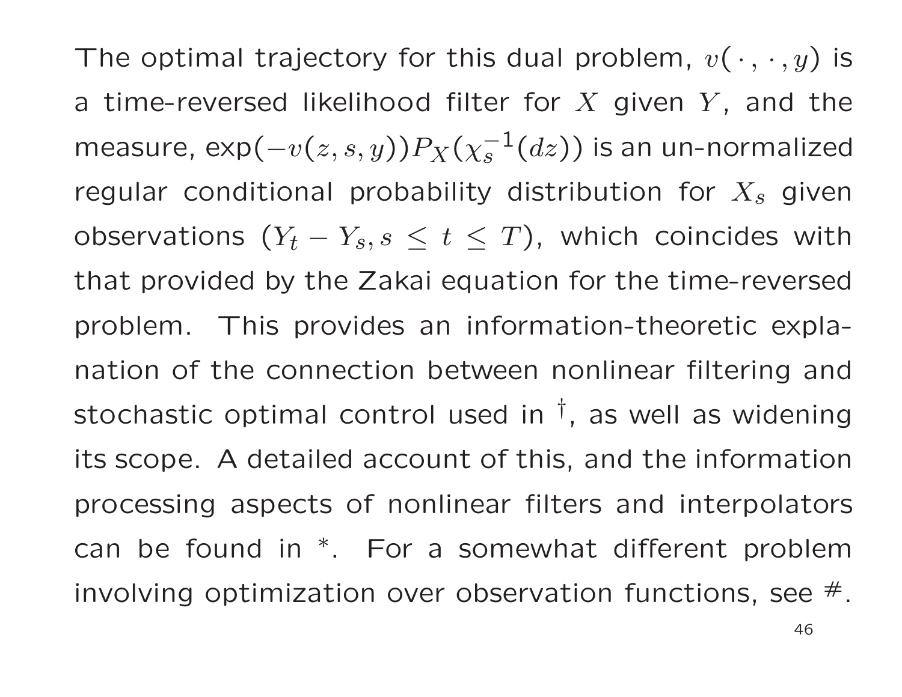The optimal trajectory for this dual problem, $v(\,\cdot\,,\,\cdot\,,y)$ is a time-reversed likelihood filter for $X$ given $Y$, and the measure, $\exp(-v(z,s,y))P_X(\chi_s^{-1}(dz))$ is an un-normalized regular conditional probability distribution for $X_s$ given observations $(Y_t - Y_s, s \leq t \leq T)$, which coincides with that provided by the Zakai equation for the time-reversed problem. This provides an information-theoretic explanation of the connection between nonlinear filtering and stochastic optimal control used in [†], as well as widening its scope. A detailed account of this, and the information processing aspects of nonlinear filters and interpolators can be found in [*]. For a somewhat different problem involving optimization over observation functions, see [#].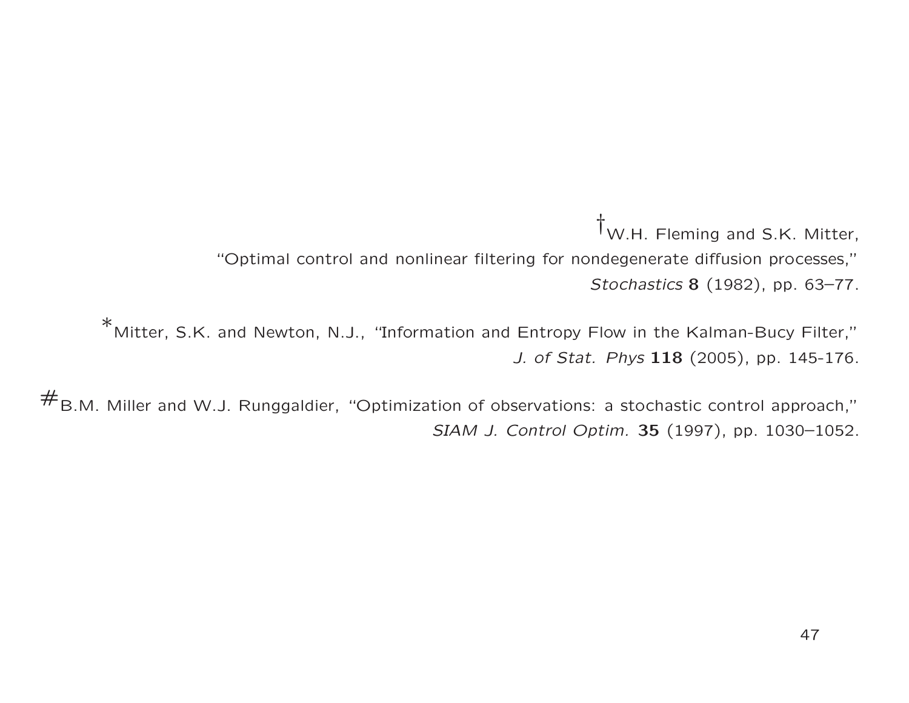† W.H. Fleming and S.K. Mitter,
"Optimal control and nonlinear filtering for nondegenerate diffusion processes,"
*Stochastics* **8** (1982), pp. 63–77.

* Mitter, S.K. and Newton, N.J., "Information and Entropy Flow in the Kalman-Bucy Filter,"
*J. of Stat. Phys* **118** (2005), pp. 145-176.

# B.M. Miller and W.J. Runggaldier, "Optimization of observations: a stochastic control approach,"
*SIAM J. Control Optim.* **35** (1997), pp. 1030–1052.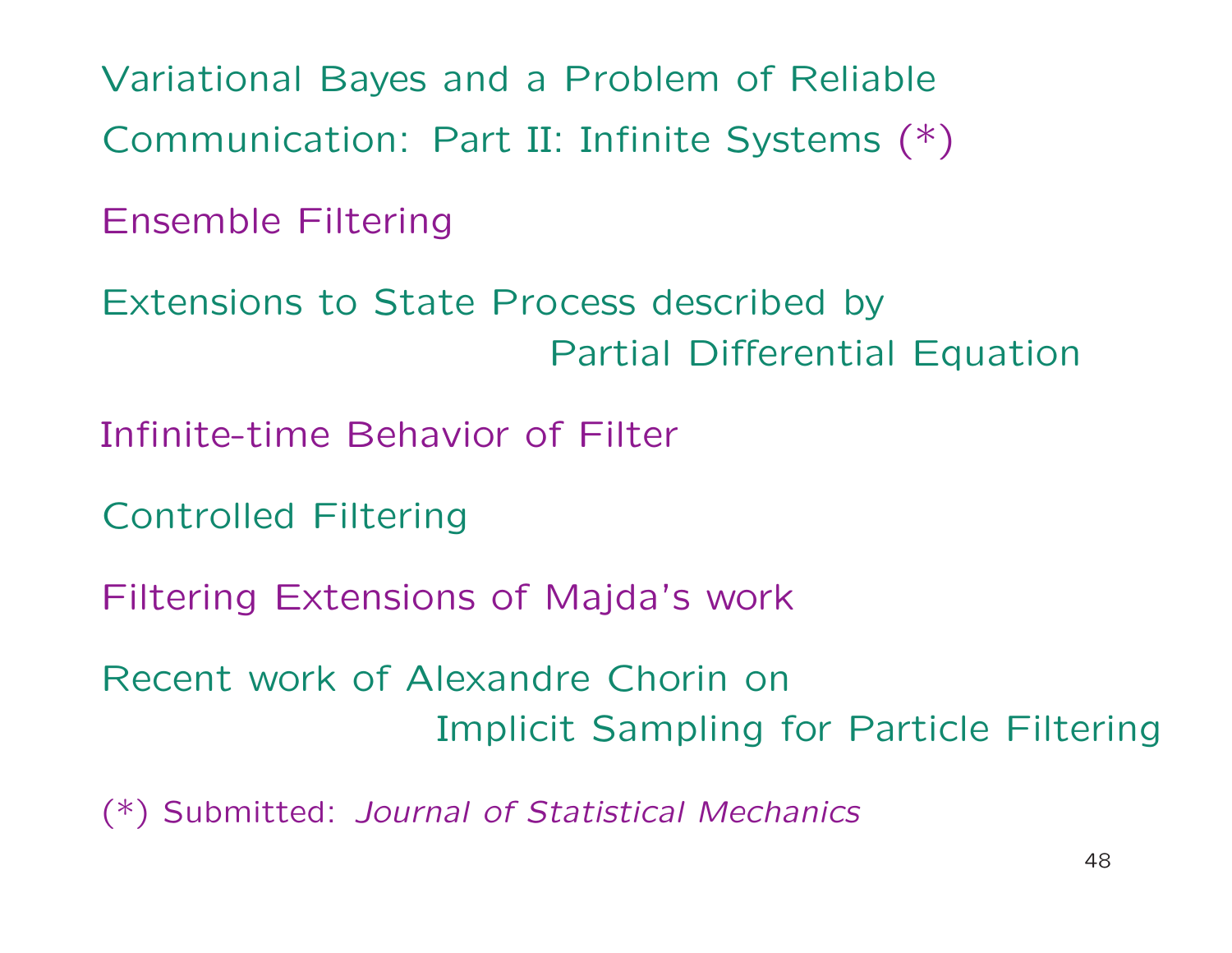Variational Bayes and a Problem of Reliable Communication: Part II: Infinite Systems (*)

Ensemble Filtering

Extensions to State Process described by Partial Differential Equation

Infinite-time Behavior of Filter

Controlled Filtering

Filtering Extensions of Majda's work

Recent work of Alexandre Chorin on Implicit Sampling for Particle Filtering

(*) Submitted: *Journal of Statistical Mechanics*